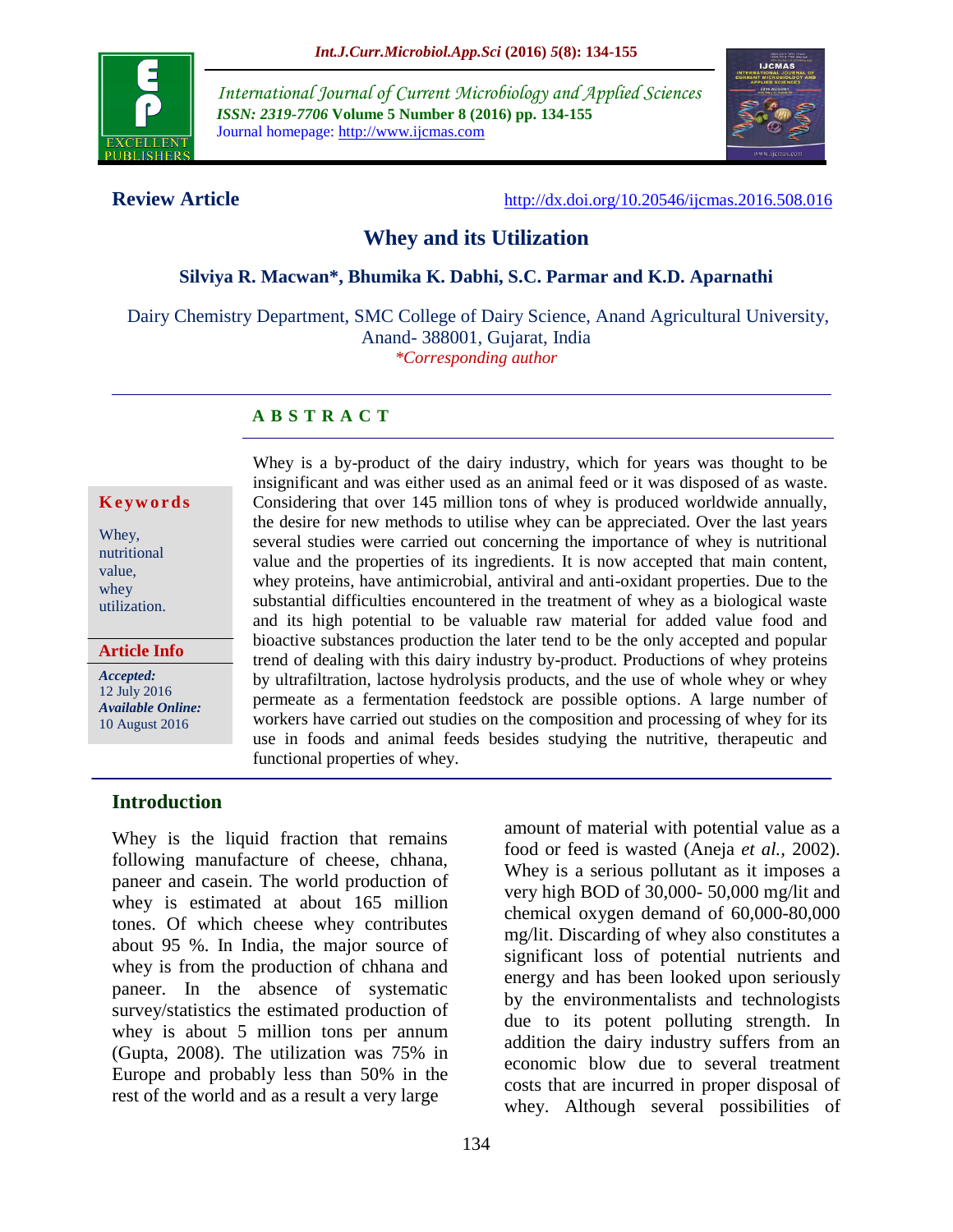**Review Article**

http://dx.doi.org/10.20546/ijcmas.2016.508.016

# Whey and its Utilization

**Silviya R. Macwan*, Bhumika K. Dabhi, S.C. Parmar and K.D. Aparnathi**

Dairy Chemistry Department, SMC College of Dairy Science, Anand Agricultural University, Anand- 388001, Gujarat, India

*\*Corresponding author*

## ABSTRACT

**Keywords**

Whey, nutritional value, whey utilization.

**Article Info**

*Accepted:* 12 July 2016

*Available Online:* 10 August 2016

Whey is a by-product of the dairy industry, which for years was thought to be insignificant and was either used as an animal feed or it was disposed of as waste. Considering that over 145 million tons of whey is produced worldwide annually, the desire for new methods to utilise whey can be appreciated. Over the last years several studies were carried out concerning the importance of whey is nutritional value and the properties of its ingredients. It is now accepted that main content, whey proteins, have antimicrobial, antiviral and anti-oxidant properties. Due to the substantial difficulties encountered in the treatment of whey as a biological waste and its high potential to be valuable raw material for added value food and bioactive substances production the later tend to be the only accepted and popular trend of dealing with this dairy industry by-product. Productions of whey proteins by ultrafiltration, lactose hydrolysis products, and the use of whole whey or whey permeate as a fermentation feedstock are possible options. A large number of workers have carried out studies on the composition and processing of whey for its use in foods and animal feeds besides studying the nutritive, therapeutic and functional properties of whey.

## Introduction

Whey is the liquid fraction that remains following manufacture of cheese, chhana, paneer and casein. The world production of whey is estimated at about 165 million tones. Of which cheese whey contributes about 95 %. In India, the major source of whey is from the production of chhana and paneer. In the absence of systematic survey/statistics the estimated production of whey is about 5 million tons per annum (Gupta, 2008). The utilization was 75% in Europe and probably less than 50% in the rest of the world and as a result a very large amount of material with potential value as a food or feed is wasted (Aneja *et al.*, 2002). Whey is a serious pollutant as it imposes a very high BOD of 30,000- 50,000 mg/lit and chemical oxygen demand of 60,000-80,000 mg/lit. Discarding of whey also constitutes a significant loss of potential nutrients and energy and has been looked upon seriously by the environmentalists and technologists due to its potent polluting strength. In addition the dairy industry suffers from an economic blow due to several treatment costs that are incurred in proper disposal of whey. Although several possibilities of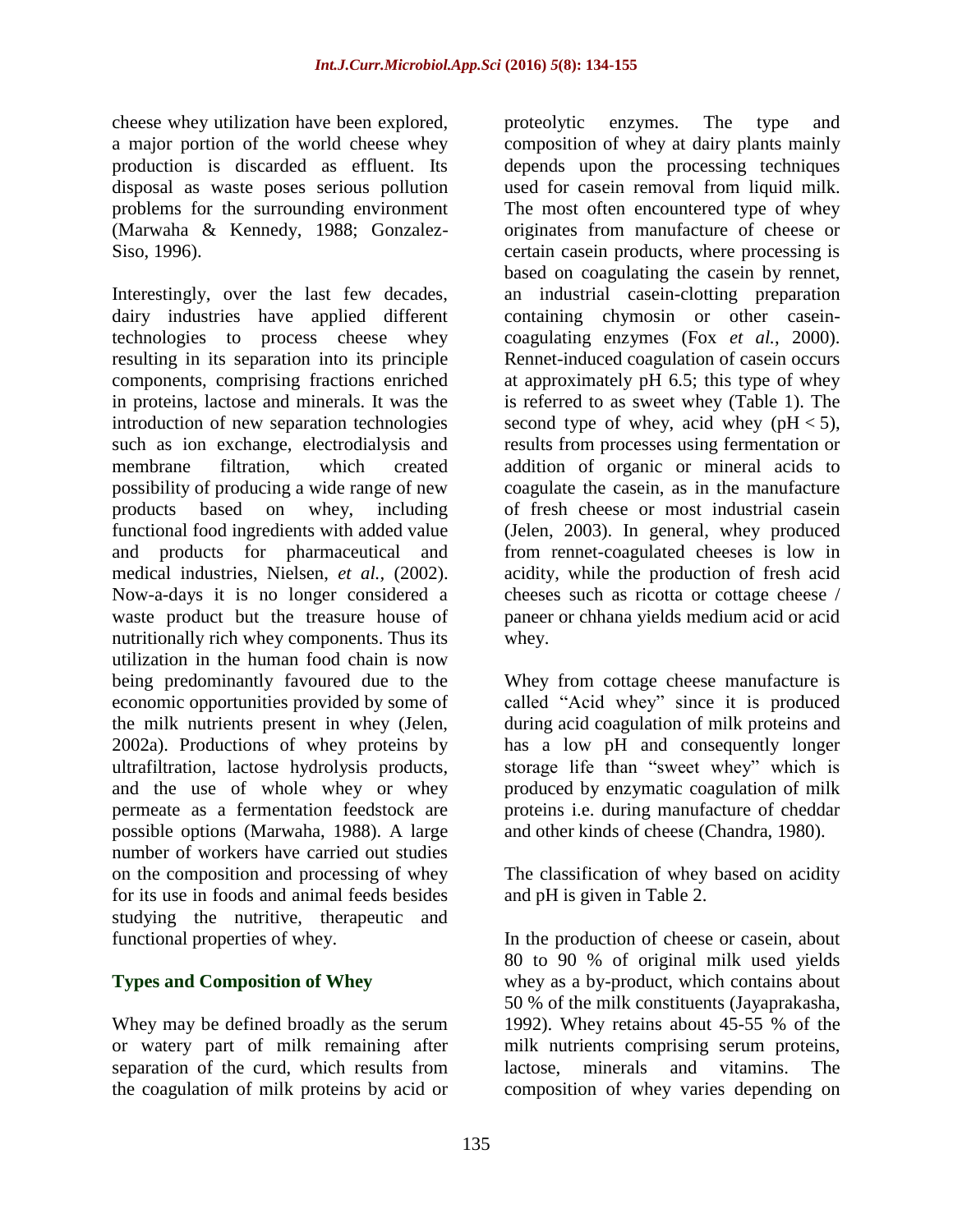cheese whey utilization have been explored, a major portion of the world cheese whey production is discarded as effluent. Its disposal as waste poses serious pollution problems for the surrounding environment (Marwaha & Kennedy, 1988; Gonzalez-Siso, 1996).

Interestingly, over the last few decades, dairy industries have applied different technologies to process cheese whey resulting in its separation into its principle components, comprising fractions enriched in proteins, lactose and minerals. It was the introduction of new separation technologies such as ion exchange, electrodialysis and membrane filtration, which created possibility of producing a wide range of new products based on whey, including functional food ingredients with added value and products for pharmaceutical and medical industries, Nielsen, *et al.,* (2002). Now-a-days it is no longer considered a waste product but the treasure house of nutritionally rich whey components. Thus its utilization in the human food chain is now being predominantly favoured due to the economic opportunities provided by some of the milk nutrients present in whey (Jelen, 2002a). Productions of whey proteins by ultrafiltration, lactose hydrolysis products, and the use of whole whey or whey permeate as a fermentation feedstock are possible options (Marwaha, 1988). A large number of workers have carried out studies on the composition and processing of whey for its use in foods and animal feeds besides studying the nutritive, therapeutic and functional properties of whey.

## Types and Composition of Whey

Whey may be defined broadly as the serum or watery part of milk remaining after separation of the curd, which results from the coagulation of milk proteins by acid or proteolytic enzymes. The type and composition of whey at dairy plants mainly depends upon the processing techniques used for casein removal from liquid milk. The most often encountered type of whey originates from manufacture of cheese or certain casein products, where processing is based on coagulating the casein by rennet, an industrial casein-clotting preparation containing chymosin or other casein-coagulating enzymes (Fox *et al.*, 2000). Rennet-induced coagulation of casein occurs at approximately pH 6.5; this type of whey is referred to as sweet whey (Table 1). The second type of whey, acid whey ($pH < 5$), results from processes using fermentation or addition of organic or mineral acids to coagulate the casein, as in the manufacture of fresh cheese or most industrial casein (Jelen, 2003). In general, whey produced from rennet-coagulated cheeses is low in acidity, while the production of fresh acid cheeses such as ricotta or cottage cheese / paneer or chhana yields medium acid or acid whey.

Whey from cottage cheese manufacture is called "Acid whey" since it is produced during acid coagulation of milk proteins and has a low pH and consequently longer storage life than "sweet whey" which is produced by enzymatic coagulation of milk proteins i.e. during manufacture of cheddar and other kinds of cheese (Chandra, 1980).

The classification of whey based on acidity and pH is given in Table 2.

In the production of cheese or casein, about 80 to 90 % of original milk used yields whey as a by-product, which contains about 50 % of the milk constituents (Jayaprakasha, 1992). Whey retains about 45-55 % of the milk nutrients comprising serum proteins, lactose, minerals and vitamins. The composition of whey varies depending on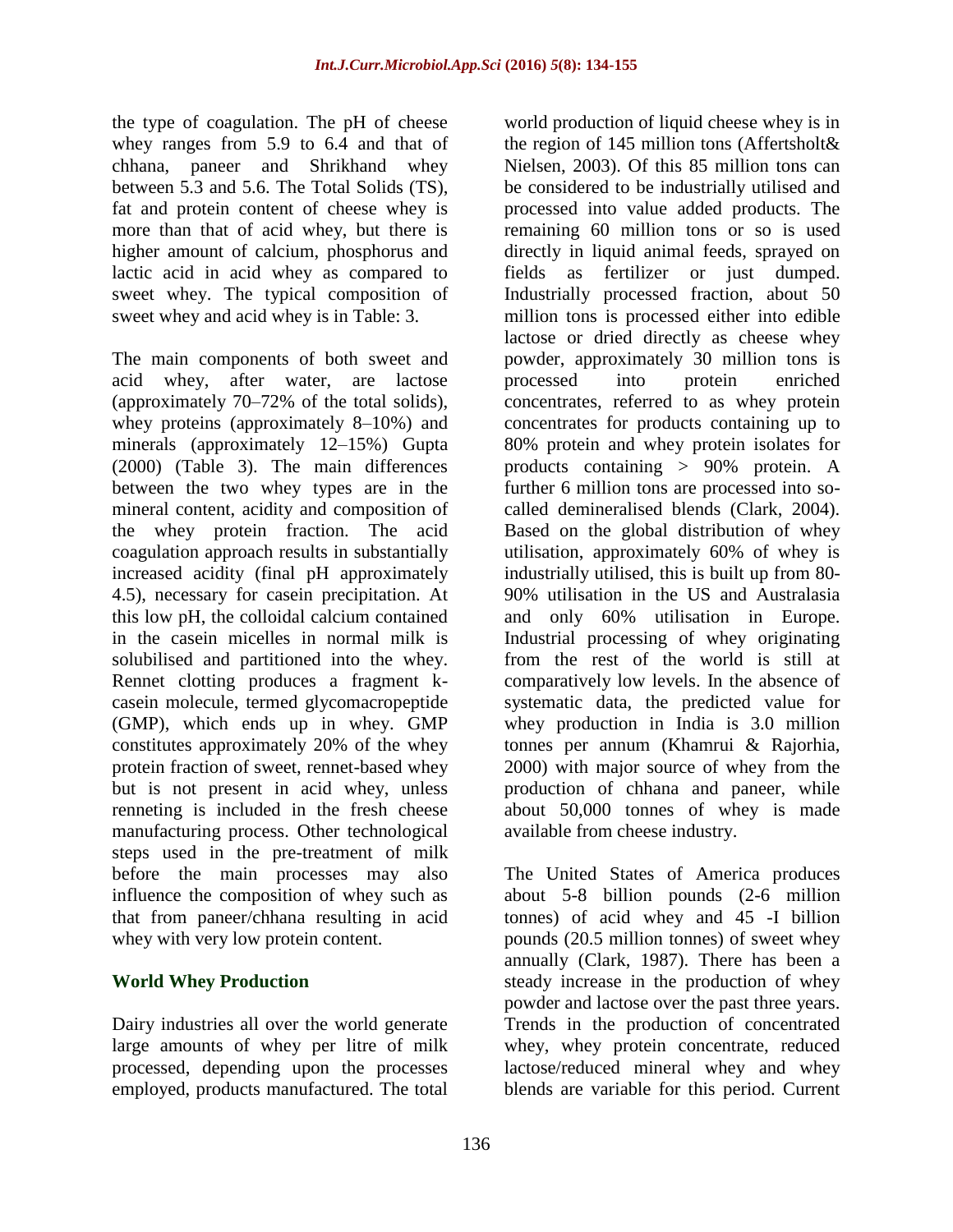the type of coagulation. The pH of cheese whey ranges from 5.9 to 6.4 and that of chhana, paneer and Shrikhand whey between 5.3 and 5.6. The Total Solids (TS), fat and protein content of cheese whey is more than that of acid whey, but there is higher amount of calcium, phosphorus and lactic acid in acid whey as compared to sweet whey. The typical composition of sweet whey and acid whey is in Table: 3.

The main components of both sweet and acid whey, after water, are lactose (approximately 70–72% of the total solids), whey proteins (approximately 8–10%) and minerals (approximately 12–15%) Gupta (2000) (Table 3). The main differences between the two whey types are in the mineral content, acidity and composition of the whey protein fraction. The acid coagulation approach results in substantially increased acidity (final pH approximately 4.5), necessary for casein precipitation. At this low pH, the colloidal calcium contained in the casein micelles in normal milk is solubilised and partitioned into the whey. Rennet clotting produces a fragment k-casein molecule, termed glycomacropeptide (GMP), which ends up in whey. GMP constitutes approximately 20% of the whey protein fraction of sweet, rennet-based whey but is not present in acid whey, unless renneting is included in the fresh cheese manufacturing process. Other technological steps used in the pre-treatment of milk before the main processes may also influence the composition of whey such as that from paneer/chhana resulting in acid whey with very low protein content.

## World Whey Production

Dairy industries all over the world generate large amounts of whey per litre of milk processed, depending upon the processes employed, products manufactured. The total world production of liquid cheese whey is in the region of 145 million tons (Affertsholt& Nielsen, 2003). Of this 85 million tons can be considered to be industrially utilised and processed into value added products. The remaining 60 million tons or so is used directly in liquid animal feeds, sprayed on fields as fertilizer or just dumped. Industrially processed fraction, about 50 million tons is processed either into edible lactose or dried directly as cheese whey powder, approximately 30 million tons is processed into protein enriched concentrates, referred to as whey protein concentrates for products containing up to 80% protein and whey protein isolates for products containing > 90% protein. A further 6 million tons are processed into so-called demineralised blends (Clark, 2004). Based on the global distribution of whey utilisation, approximately 60% of whey is industrially utilised, this is built up from 80-90% utilisation in the US and Australasia and only 60% utilisation in Europe. Industrial processing of whey originating from the rest of the world is still at comparatively low levels. In the absence of systematic data, the predicted value for whey production in India is 3.0 million tonnes per annum (Khamrui & Rajorhia, 2000) with major source of whey from the production of chhana and paneer, while about 50,000 tonnes of whey is made available from cheese industry.

The United States of America produces about 5-8 billion pounds (2-6 million tonnes) of acid whey and 45 -I billion pounds (20.5 million tonnes) of sweet whey annually (Clark, 1987). There has been a steady increase in the production of whey powder and lactose over the past three years. Trends in the production of concentrated whey, whey protein concentrate, reduced lactose/reduced mineral whey and whey blends are variable for this period. Current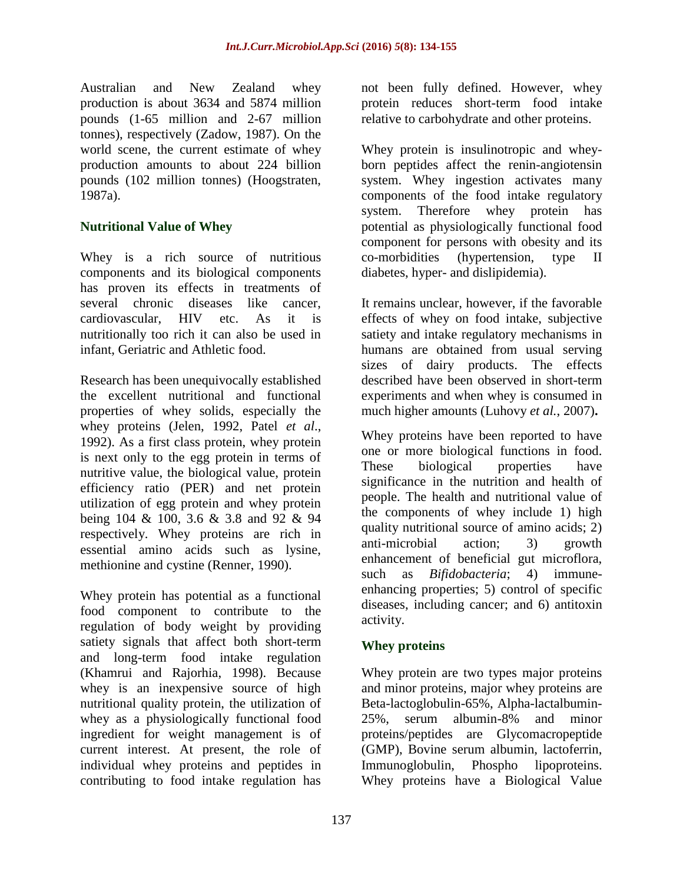Australian and New Zealand whey production is about 3634 and 5874 million pounds (1-65 million and 2-67 million tonnes), respectively (Zadow, 1987). On the world scene, the current estimate of whey production amounts to about 224 billion pounds (102 million tonnes) (Hoogstraten, 1987a).

## Nutritional Value of Whey

Whey is a rich source of nutritious components and its biological components has proven its effects in treatments of several chronic diseases like cancer, cardiovascular, HIV etc. As it is nutritionally too rich it can also be used in infant, Geriatric and Athletic food.

Research has been unequivocally established the excellent nutritional and functional properties of whey solids, especially the whey proteins (Jelen, 1992, Patel *et al*., 1992). As a first class protein, whey protein is next only to the egg protein in terms of nutritive value, the biological value, protein efficiency ratio (PER) and net protein utilization of egg protein and whey protein being 104 & 100, 3.6 & 3.8 and 92 & 94 respectively. Whey proteins are rich in essential amino acids such as lysine, methionine and cystine (Renner, 1990).

Whey protein has potential as a functional food component to contribute to the regulation of body weight by providing satiety signals that affect both short-term and long-term food intake regulation (Khamrui and Rajorhia, 1998). Because whey is an inexpensive source of high nutritional quality protein, the utilization of whey as a physiologically functional food ingredient for weight management is of current interest. At present, the role of individual whey proteins and peptides in contributing to food intake regulation has not been fully defined. However, whey protein reduces short-term food intake relative to carbohydrate and other proteins.

Whey protein is insulinotropic and whey-born peptides affect the renin-angiotensin system. Whey ingestion activates many components of the food intake regulatory system. Therefore whey protein has potential as physiologically functional food component for persons with obesity and its co-morbidities (hypertension, type II diabetes, hyper- and dislipidemia).

It remains unclear, however, if the favorable effects of whey on food intake, subjective satiety and intake regulatory mechanisms in humans are obtained from usual serving sizes of dairy products. The effects described have been observed in short-term experiments and when whey is consumed in much higher amounts (Luhovy *et al.*, 2007)**.**

Whey proteins have been reported to have one or more biological functions in food. These biological properties have significance in the nutrition and health of people. The health and nutritional value of the components of whey include 1) high quality nutritional source of amino acids; 2) anti-microbial action; 3) growth enhancement of beneficial gut microflora, such as *Bifidobacteria*; 4) immune-enhancing properties; 5) control of specific diseases, including cancer; and 6) antitoxin activity.

## Whey proteins

Whey protein are two types major proteins and minor proteins, major whey proteins are Beta-lactoglobulin-65%, Alpha-lactalbumin-25%, serum albumin-8% and minor proteins/peptides are Glycomacropeptide (GMP), Bovine serum albumin, lactoferrin, Immunoglobulin, Phospho lipoproteins. Whey proteins have a Biological Value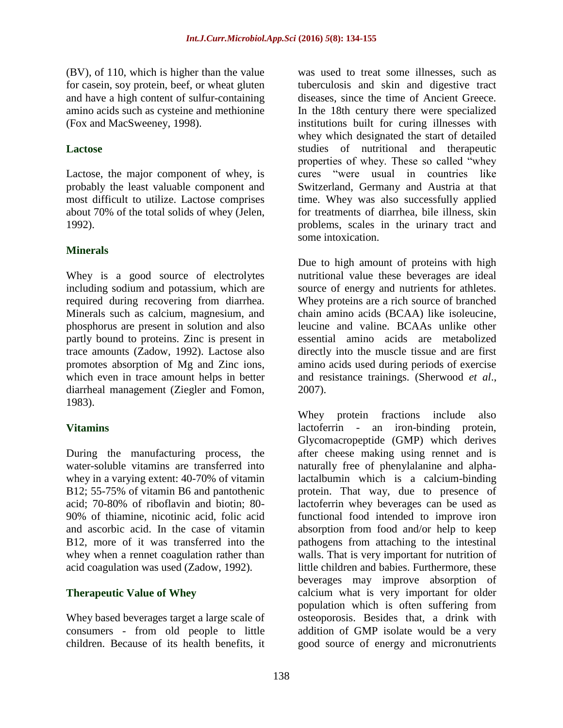(BV), of 110, which is higher than the value for casein, soy protein, beef, or wheat gluten and have a high content of sulfur-containing amino acids such as cysteine and methionine (Fox and MacSweeney, 1998).

### Lactose

Lactose, the major component of whey, is probably the least valuable component and most difficult to utilize. Lactose comprises about 70% of the total solids of whey (Jelen, 1992).

### Minerals

Whey is a good source of electrolytes including sodium and potassium, which are required during recovering from diarrhea. Minerals such as calcium, magnesium, and phosphorus are present in solution and also partly bound to proteins. Zinc is present in trace amounts (Zadow, 1992). Lactose also promotes absorption of Mg and Zinc ions, which even in trace amount helps in better diarrheal management (Ziegler and Fomon, 1983).

### Vitamins

During the manufacturing process, the water-soluble vitamins are transferred into whey in a varying extent: 40-70% of vitamin B12; 55-75% of vitamin B6 and pantothenic acid; 70-80% of riboflavin and biotin; 80-90% of thiamine, nicotinic acid, folic acid and ascorbic acid. In the case of vitamin B12, more of it was transferred into the whey when a rennet coagulation rather than acid coagulation was used (Zadow, 1992).

### Therapeutic Value of Whey

Whey based beverages target a large scale of consumers - from old people to little children. Because of its health benefits, it was used to treat some illnesses, such as tuberculosis and skin and digestive tract diseases, since the time of Ancient Greece. In the 18th century there were specialized institutions built for curing illnesses with whey which designated the start of detailed studies of nutritional and therapeutic properties of whey. These so called "whey cures "were usual in countries like Switzerland, Germany and Austria at that time. Whey was also successfully applied for treatments of diarrhea, bile illness, skin problems, scales in the urinary tract and some intoxication.

Due to high amount of proteins with high nutritional value these beverages are ideal source of energy and nutrients for athletes. Whey proteins are a rich source of branched chain amino acids (BCAA) like isoleucine, leucine and valine. BCAAs unlike other essential amino acids are metabolized directly into the muscle tissue and are first amino acids used during periods of exercise and resistance trainings. (Sherwood *et al*., 2007).

Whey protein fractions include also lactoferrin - an iron-binding protein, Glycomacropeptide (GMP) which derives after cheese making using rennet and is naturally free of phenylalanine and alpha-lactalbumin which is a calcium-binding protein. That way, due to presence of lactoferrin whey beverages can be used as functional food intended to improve iron absorption from food and/or help to keep pathogens from attaching to the intestinal walls. That is very important for nutrition of little children and babies. Furthermore, these beverages may improve absorption of calcium what is very important for older population which is often suffering from osteoporosis. Besides that, a drink with addition of GMP isolate would be a very good source of energy and micronutrients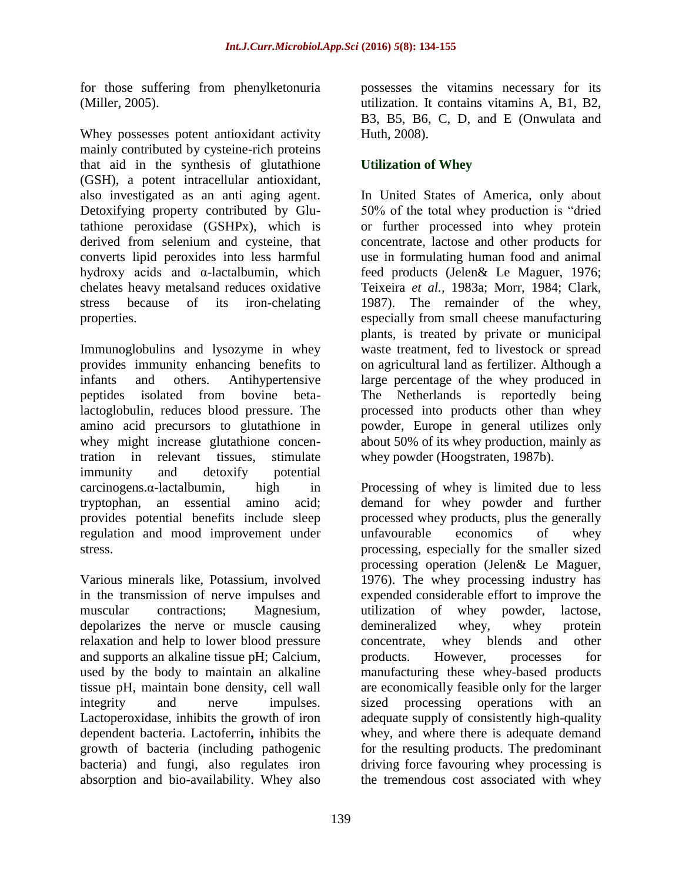for those suffering from phenylketonuria (Miller, 2005).

Whey possesses potent antioxidant activity mainly contributed by cysteine-rich proteins that aid in the synthesis of glutathione (GSH), a potent intracellular antioxidant, also investigated as an anti aging agent. Detoxifying property contributed by Glutathione peroxidase (GSHPx), which is derived from selenium and cysteine, that converts lipid peroxides into less harmful hydroxy acids and α-lactalbumin, which chelates heavy metalsand reduces oxidative stress because of its iron-chelating properties.

Immunoglobulins and lysozyme in whey provides immunity enhancing benefits to infants and others. Antihypertensive peptides isolated from bovine beta-lactoglobulin, reduces blood pressure. The amino acid precursors to glutathione in whey might increase glutathione concentration in relevant tissues, stimulate immunity and detoxify potential carcinogens.α-lactalbumin, high in tryptophan, an essential amino acid; provides potential benefits include sleep regulation and mood improvement under stress.

Various minerals like, Potassium, involved in the transmission of nerve impulses and muscular contractions; Magnesium, depolarizes the nerve or muscle causing relaxation and help to lower blood pressure and supports an alkaline tissue pH; Calcium, used by the body to maintain an alkaline tissue pH, maintain bone density, cell wall integrity and nerve impulses. Lactoperoxidase, inhibits the growth of iron dependent bacteria. Lactoferrin**,** inhibits the growth of bacteria (including pathogenic bacteria) and fungi, also regulates iron absorption and bio-availability. Whey also possesses the vitamins necessary for its utilization. It contains vitamins A, B1, B2, B3, B5, B6, C, D, and E (Onwulata and Huth, 2008).

## Utilization of Whey

In United States of America, only about 50% of the total whey production is "dried or further processed into whey protein concentrate, lactose and other products for use in formulating human food and animal feed products (Jelen& Le Maguer, 1976; Teixeira *et al.*, 1983a; Morr, 1984; Clark, 1987). The remainder of the whey, especially from small cheese manufacturing plants, is treated by private or municipal waste treatment, fed to livestock or spread on agricultural land as fertilizer. Although a large percentage of the whey produced in The Netherlands is reportedly being processed into products other than whey powder, Europe in general utilizes only about 50% of its whey production, mainly as whey powder (Hoogstraten, 1987b).

Processing of whey is limited due to less demand for whey powder and further processed whey products, plus the generally unfavourable economics of whey processing, especially for the smaller sized processing operation (Jelen& Le Maguer, 1976). The whey processing industry has expended considerable effort to improve the utilization of whey powder, lactose, demineralized whey, whey protein concentrate, whey blends and other products. However, processes for manufacturing these whey-based products are economically feasible only for the larger sized processing operations with an adequate supply of consistently high-quality whey, and where there is adequate demand for the resulting products. The predominant driving force favouring whey processing is the tremendous cost associated with whey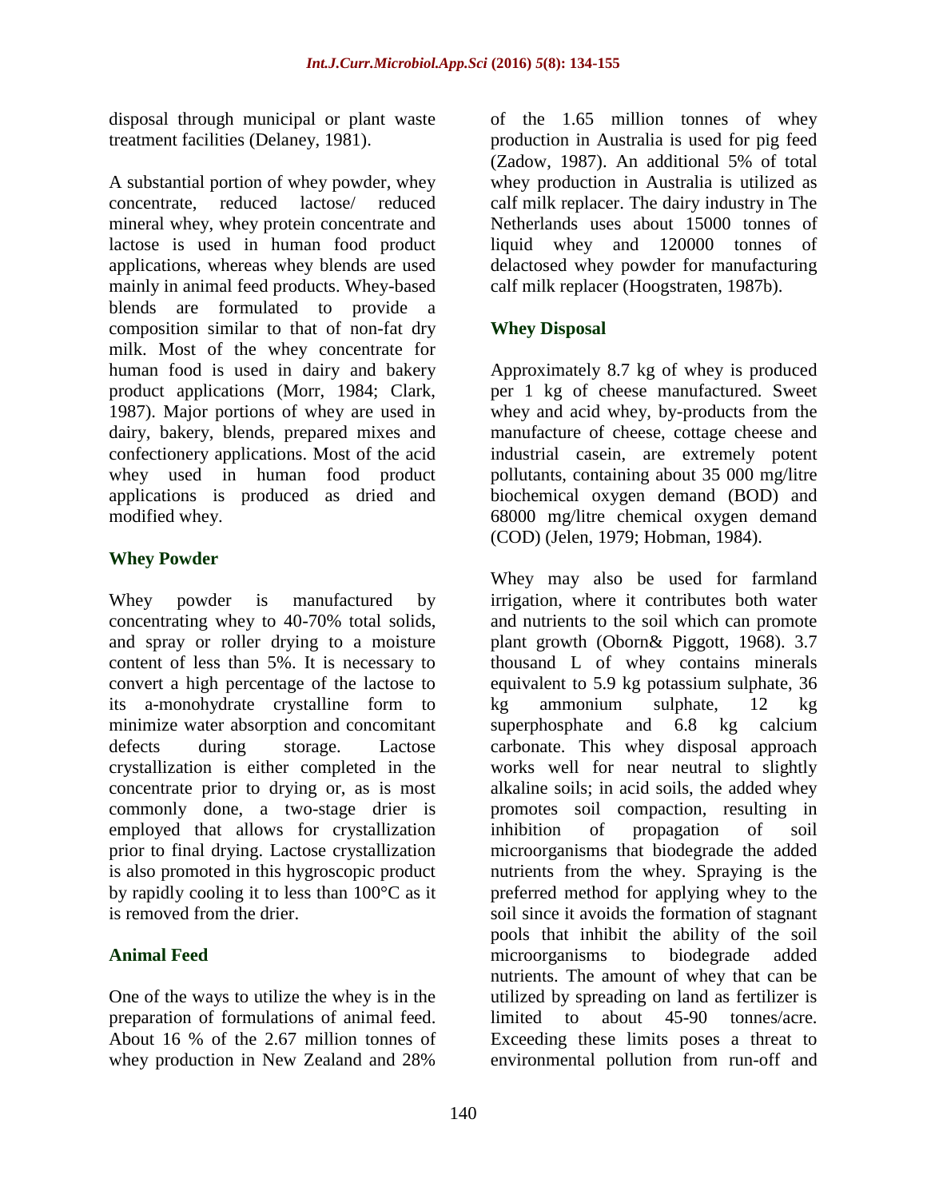disposal through municipal or plant waste treatment facilities (Delaney, 1981).

A substantial portion of whey powder, whey concentrate, reduced lactose/ reduced mineral whey, whey protein concentrate and lactose is used in human food product applications, whereas whey blends are used mainly in animal feed products. Whey-based blends are formulated to provide a composition similar to that of non-fat dry milk. Most of the whey concentrate for human food is used in dairy and bakery product applications (Morr, 1984; Clark, 1987). Major portions of whey are used in dairy, bakery, blends, prepared mixes and confectionery applications. Most of the acid whey used in human food product applications is produced as dried and modified whey.

## Whey Powder

Whey powder is manufactured by concentrating whey to 40-70% total solids, and spray or roller drying to a moisture content of less than 5%. It is necessary to convert a high percentage of the lactose to its a-monohydrate crystalline form to minimize water absorption and concomitant defects during storage. Lactose crystallization is either completed in the concentrate prior to drying or, as is most commonly done, a two-stage drier is employed that allows for crystallization prior to final drying. Lactose crystallization is also promoted in this hygroscopic product by rapidly cooling it to less than 100°C as it is removed from the drier.

## Animal Feed

One of the ways to utilize the whey is in the preparation of formulations of animal feed. About 16 % of the 2.67 million tonnes of whey production in New Zealand and 28% of the 1.65 million tonnes of whey production in Australia is used for pig feed (Zadow, 1987). An additional 5% of total whey production in Australia is utilized as calf milk replacer. The dairy industry in The Netherlands uses about 15000 tonnes of liquid whey and 120000 tonnes of delactosed whey powder for manufacturing calf milk replacer (Hoogstraten, 1987b).

## Whey Disposal

Approximately 8.7 kg of whey is produced per 1 kg of cheese manufactured. Sweet whey and acid whey, by-products from the manufacture of cheese, cottage cheese and industrial casein, are extremely potent pollutants, containing about 35 000 mg/litre biochemical oxygen demand (BOD) and 68000 mg/litre chemical oxygen demand (COD) (Jelen, 1979; Hobman, 1984).

Whey may also be used for farmland irrigation, where it contributes both water and nutrients to the soil which can promote plant growth (Oborn& Piggott, 1968). 3.7 thousand L of whey contains minerals equivalent to 5.9 kg potassium sulphate, 36 kg ammonium sulphate, 12 kg superphosphate and 6.8 kg calcium carbonate. This whey disposal approach works well for near neutral to slightly alkaline soils; in acid soils, the added whey promotes soil compaction, resulting in inhibition of propagation of soil microorganisms that biodegrade the added nutrients from the whey. Spraying is the preferred method for applying whey to the soil since it avoids the formation of stagnant pools that inhibit the ability of the soil microorganisms to biodegrade added nutrients. The amount of whey that can be utilized by spreading on land as fertilizer is limited to about 45-90 tonnes/acre. Exceeding these limits poses a threat to environmental pollution from run-off and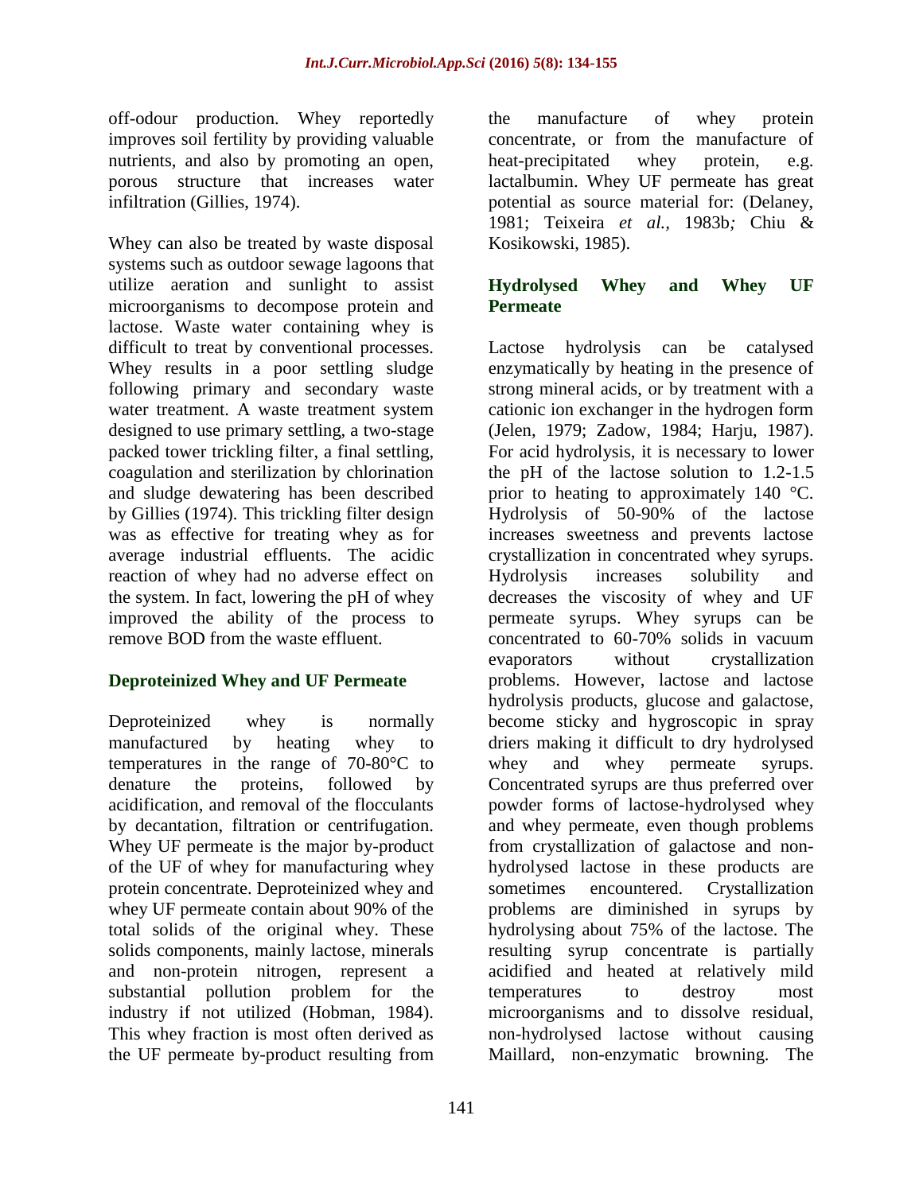off-odour production. Whey reportedly improves soil fertility by providing valuable nutrients, and also by promoting an open, porous structure that increases water infiltration (Gillies, 1974).

Whey can also be treated by waste disposal systems such as outdoor sewage lagoons that utilize aeration and sunlight to assist microorganisms to decompose protein and lactose. Waste water containing whey is difficult to treat by conventional processes. Whey results in a poor settling sludge following primary and secondary waste water treatment. A waste treatment system designed to use primary settling, a two-stage packed tower trickling filter, a final settling, coagulation and sterilization by chlorination and sludge dewatering has been described by Gillies (1974). This trickling filter design was as effective for treating whey as for average industrial effluents. The acidic reaction of whey had no adverse effect on the system. In fact, lowering the pH of whey improved the ability of the process to remove BOD from the waste effluent.

### Deproteinized Whey and UF Permeate

Deproteinized whey is normally manufactured by heating whey to temperatures in the range of 70-80°C to denature the proteins, followed by acidification, and removal of the flocculants by decantation, filtration or centrifugation. Whey UF permeate is the major by-product of the UF of whey for manufacturing whey protein concentrate. Deproteinized whey and whey UF permeate contain about 90% of the total solids of the original whey. These solids components, mainly lactose, minerals and non-protein nitrogen, represent a substantial pollution problem for the industry if not utilized (Hobman, 1984). This whey fraction is most often derived as the UF permeate by-product resulting from the manufacture of whey protein concentrate, or from the manufacture of heat-precipitated whey protein, e.g. lactalbumin. Whey UF permeate has great potential as source material for: (Delaney, 1981; Teixeira *et al.,* 1983b*;* Chiu & Kosikowski, 1985).

### Hydrolysed Whey and Whey UF Permeate

Lactose hydrolysis can be catalysed enzymatically by heating in the presence of strong mineral acids, or by treatment with a cationic ion exchanger in the hydrogen form (Jelen, 1979; Zadow, 1984; Harju, 1987). For acid hydrolysis, it is necessary to lower the pH of the lactose solution to 1.2-1.5 prior to heating to approximately 140 °C. Hydrolysis of 50-90% of the lactose increases sweetness and prevents lactose crystallization in concentrated whey syrups. Hydrolysis increases solubility and decreases the viscosity of whey and UF permeate syrups. Whey syrups can be concentrated to 60-70% solids in vacuum evaporators without crystallization problems. However, lactose and lactose hydrolysis products, glucose and galactose, become sticky and hygroscopic in spray driers making it difficult to dry hydrolysed whey and whey permeate syrups. Concentrated syrups are thus preferred over powder forms of lactose-hydrolysed whey and whey permeate, even though problems from crystallization of galactose and non-hydrolysed lactose in these products are sometimes encountered. Crystallization problems are diminished in syrups by hydrolysing about 75% of the lactose. The resulting syrup concentrate is partially acidified and heated at relatively mild temperatures to destroy most microorganisms and to dissolve residual, non-hydrolysed lactose without causing Maillard, non-enzymatic browning. The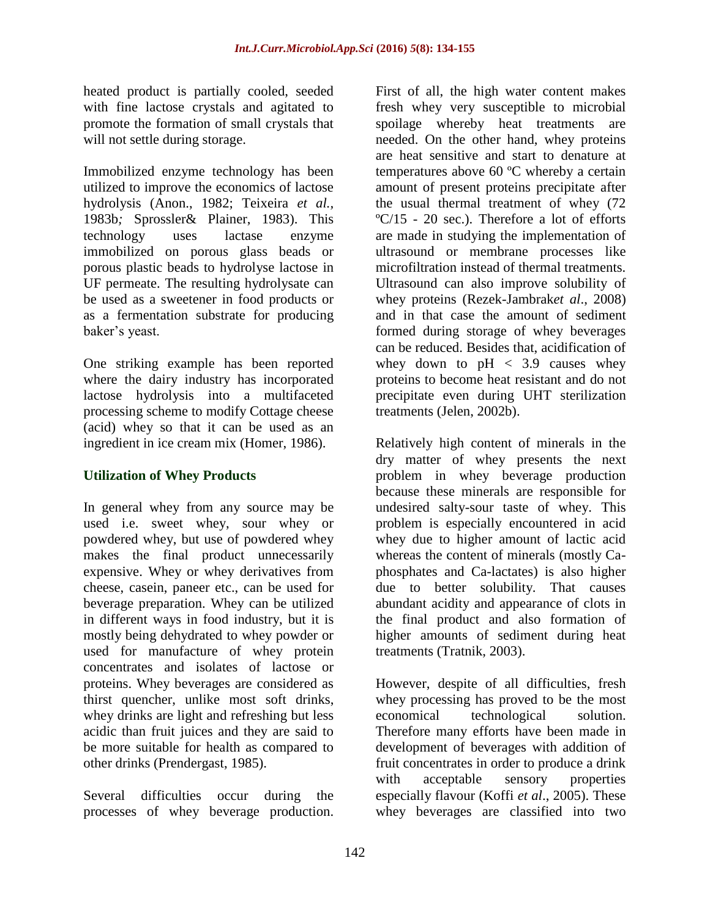heated product is partially cooled, seeded with fine lactose crystals and agitated to promote the formation of small crystals that will not settle during storage.

Immobilized enzyme technology has been utilized to improve the economics of lactose hydrolysis (Anon., 1982; Teixeira *et al.,* 1983b*;* Sprossler& Plainer, 1983). This technology uses lactase enzyme immobilized on porous glass beads or porous plastic beads to hydrolyse lactose in UF permeate. The resulting hydrolysate can be used as a sweetener in food products or as a fermentation substrate for producing baker's yeast.

One striking example has been reported where the dairy industry has incorporated lactose hydrolysis into a multifaceted processing scheme to modify Cottage cheese (acid) whey so that it can be used as an ingredient in ice cream mix (Homer, 1986).

## Utilization of Whey Products

In general whey from any source may be used i.e. sweet whey, sour whey or powdered whey, but use of powdered whey makes the final product unnecessarily expensive. Whey or whey derivatives from cheese, casein, paneer etc., can be used for beverage preparation. Whey can be utilized in different ways in food industry, but it is mostly being dehydrated to whey powder or used for manufacture of whey protein concentrates and isolates of lactose or proteins. Whey beverages are considered as thirst quencher, unlike most soft drinks, whey drinks are light and refreshing but less acidic than fruit juices and they are said to be more suitable for health as compared to other drinks (Prendergast, 1985).

Several difficulties occur during the processes of whey beverage production. First of all, the high water content makes fresh whey very susceptible to microbial spoilage whereby heat treatments are needed. On the other hand, whey proteins are heat sensitive and start to denature at temperatures above 60 ºC whereby a certain amount of present proteins precipitate after the usual thermal treatment of whey (72 ºC/15 - 20 sec.). Therefore a lot of efforts are made in studying the implementation of ultrasound or membrane processes like microfiltration instead of thermal treatments. Ultrasound can also improve solubility of whey proteins (Rezek-Jambrak*et al*., 2008) and in that case the amount of sediment formed during storage of whey beverages can be reduced. Besides that, acidification of whey down to pH $< 3.9$ causes whey proteins to become heat resistant and do not precipitate even during UHT sterilization treatments (Jelen, 2002b).

Relatively high content of minerals in the dry matter of whey presents the next problem in whey beverage production because these minerals are responsible for undesired salty-sour taste of whey. This problem is especially encountered in acid whey due to higher amount of lactic acid whereas the content of minerals (mostly Ca-phosphates and Ca-lactates) is also higher due to better solubility. That causes abundant acidity and appearance of clots in the final product and also formation of higher amounts of sediment during heat treatments (Tratnik, 2003).

However, despite of all difficulties, fresh whey processing has proved to be the most economical technological solution. Therefore many efforts have been made in development of beverages with addition of fruit concentrates in order to produce a drink with acceptable sensory properties especially flavour (Koffi *et al*., 2005). These whey beverages are classified into two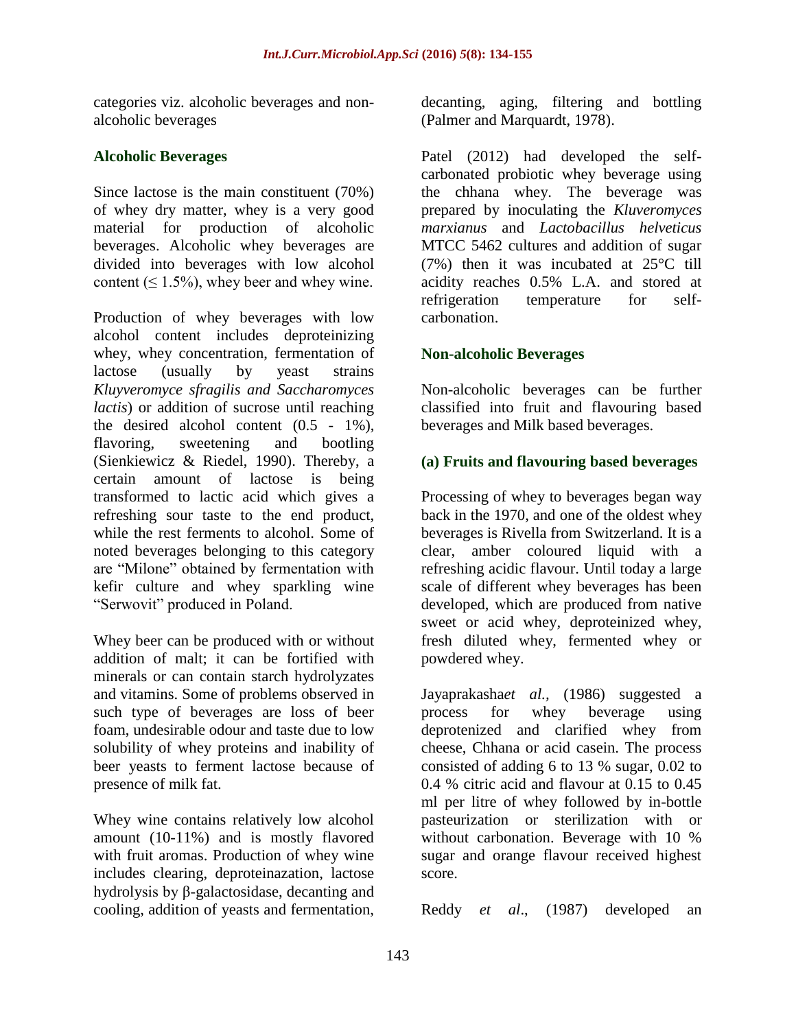categories viz. alcoholic beverages and non-alcoholic beverages

## Alcoholic Beverages

Since lactose is the main constituent (70%) of whey dry matter, whey is a very good material for production of alcoholic beverages. Alcoholic whey beverages are divided into beverages with low alcohol content (≤ 1.5%), whey beer and whey wine.

Production of whey beverages with low alcohol content includes deproteinizing whey, whey concentration, fermentation of lactose (usually by yeast strains *Kluyveromyce sfragilis and Saccharomyces lactis*) or addition of sucrose until reaching the desired alcohol content (0.5 - 1%), flavoring, sweetening and bootling (Sienkiewicz & Riedel, 1990). Thereby, a certain amount of lactose is being transformed to lactic acid which gives a refreshing sour taste to the end product, while the rest ferments to alcohol. Some of noted beverages belonging to this category are "Milone" obtained by fermentation with kefir culture and whey sparkling wine "Serwovit" produced in Poland.

Whey beer can be produced with or without addition of malt; it can be fortified with minerals or can contain starch hydrolyzates and vitamins. Some of problems observed in such type of beverages are loss of beer foam, undesirable odour and taste due to low solubility of whey proteins and inability of beer yeasts to ferment lactose because of presence of milk fat.

Whey wine contains relatively low alcohol amount (10-11%) and is mostly flavored with fruit aromas. Production of whey wine includes clearing, deproteinazation, lactose hydrolysis by β-galactosidase, decanting and cooling, addition of yeasts and fermentation, decanting, aging, filtering and bottling (Palmer and Marquardt, 1978).

Patel (2012) had developed the self-carbonated probiotic whey beverage using the chhana whey. The beverage was prepared by inoculating the *Kluveromyces marxianus* and *Lactobacillus helveticus* MTCC 5462 cultures and addition of sugar (7%) then it was incubated at 25°C till acidity reaches 0.5% L.A. and stored at refrigeration temperature for self-carbonation.

## Non-alcoholic Beverages

Non-alcoholic beverages can be further classified into fruit and flavouring based beverages and Milk based beverages.

### (a) Fruits and flavouring based beverages

Processing of whey to beverages began way back in the 1970, and one of the oldest whey beverages is Rivella from Switzerland. It is a clear, amber coloured liquid with a refreshing acidic flavour. Until today a large scale of different whey beverages has been developed, which are produced from native sweet or acid whey, deproteinized whey, fresh diluted whey, fermented whey or powdered whey.

Jayaprakasha*et al.,* (1986) suggested a process for whey beverage using deprotenized and clarified whey from cheese, Chhana or acid casein. The process consisted of adding 6 to 13 % sugar, 0.02 to 0.4 % citric acid and flavour at 0.15 to 0.45 ml per litre of whey followed by in-bottle pasteurization or sterilization with or without carbonation. Beverage with 10 % sugar and orange flavour received highest score.

Reddy *et al*., (1987) developed an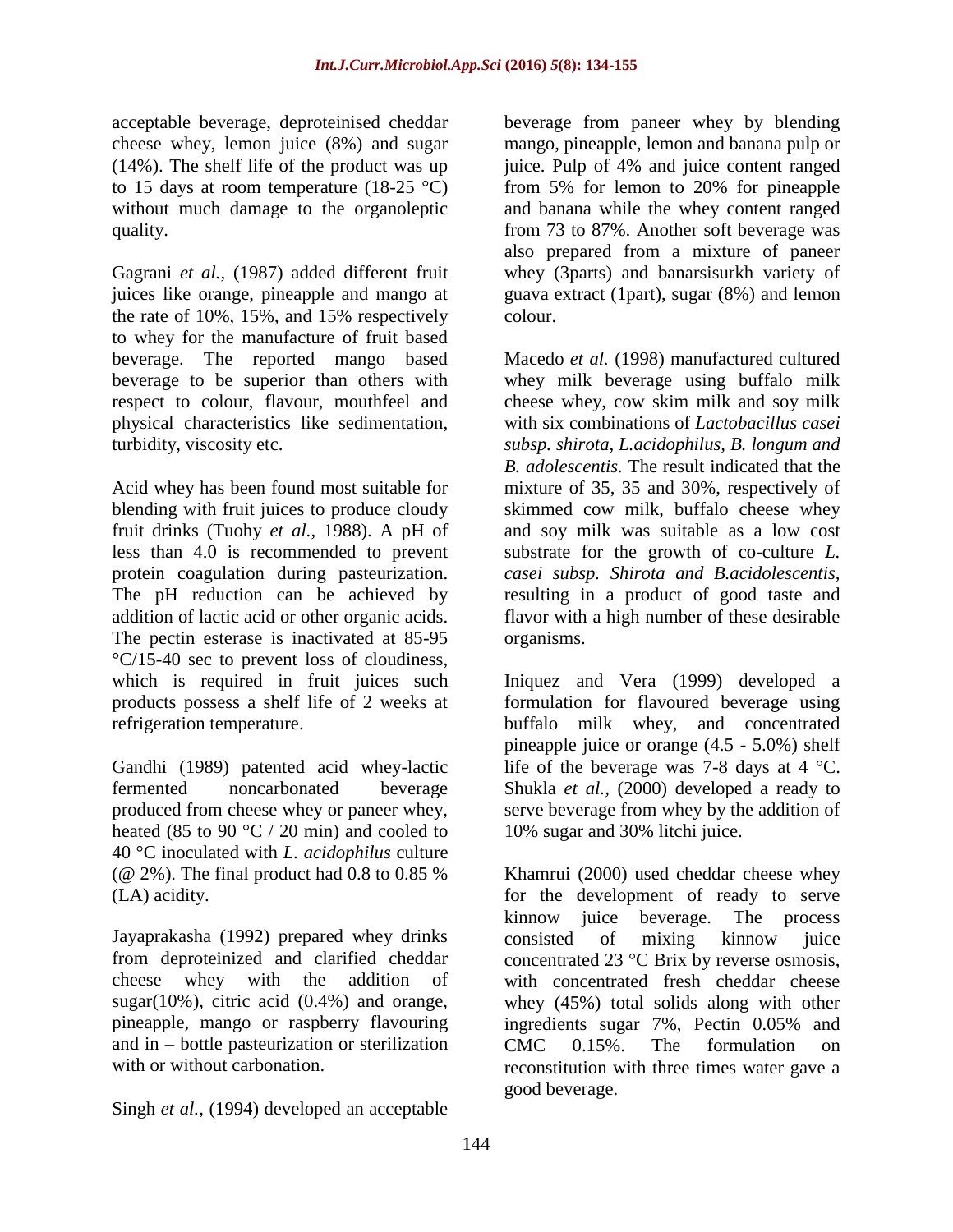acceptable beverage, deproteinised cheddar cheese whey, lemon juice (8%) and sugar (14%). The shelf life of the product was up to 15 days at room temperature (18-25 °C) without much damage to the organoleptic quality.

Gagrani *et al.,* (1987) added different fruit juices like orange, pineapple and mango at the rate of 10%, 15%, and 15% respectively to whey for the manufacture of fruit based beverage. The reported mango based beverage to be superior than others with respect to colour, flavour, mouthfeel and physical characteristics like sedimentation, turbidity, viscosity etc.

Acid whey has been found most suitable for blending with fruit juices to produce cloudy fruit drinks (Tuohy *et al.,* 1988). A pH of less than 4.0 is recommended to prevent protein coagulation during pasteurization. The pH reduction can be achieved by addition of lactic acid or other organic acids. The pectin esterase is inactivated at 85-95 °C/15-40 sec to prevent loss of cloudiness, which is required in fruit juices such products possess a shelf life of 2 weeks at refrigeration temperature.

Gandhi (1989) patented acid whey-lactic fermented noncarbonated beverage produced from cheese whey or paneer whey, heated (85 to 90 °C / 20 min) and cooled to 40 °C inoculated with *L. acidophilus* culture (@ 2%). The final product had 0.8 to 0.85 % (LA) acidity.

Jayaprakasha (1992) prepared whey drinks from deproteinized and clarified cheddar cheese whey with the addition of sugar(10%), citric acid (0.4%) and orange, pineapple, mango or raspberry flavouring and in – bottle pasteurization or sterilization with or without carbonation.

Singh *et al.,* (1994) developed an acceptable beverage from paneer whey by blending mango, pineapple, lemon and banana pulp or juice. Pulp of 4% and juice content ranged from 5% for lemon to 20% for pineapple and banana while the whey content ranged from 73 to 87%. Another soft beverage was also prepared from a mixture of paneer whey (3parts) and banarsisurkh variety of guava extract (1part), sugar (8%) and lemon colour.

Macedo *et al.* (1998) manufactured cultured whey milk beverage using buffalo milk cheese whey, cow skim milk and soy milk with six combinations of *Lactobacillus casei subsp. shirota, L.acidophilus, B. longum and B. adolescentis.* The result indicated that the mixture of 35, 35 and 30%, respectively of skimmed cow milk, buffalo cheese whey and soy milk was suitable as a low cost substrate for the growth of co-culture *L. casei subsp. Shirota and B.acidolescentis,* resulting in a product of good taste and flavor with a high number of these desirable organisms.

Iniquez and Vera (1999) developed a formulation for flavoured beverage using buffalo milk whey, and concentrated pineapple juice or orange (4.5 - 5.0%) shelf life of the beverage was 7-8 days at 4 °C. Shukla *et al.,* (2000) developed a ready to serve beverage from whey by the addition of 10% sugar and 30% litchi juice.

Khamrui (2000) used cheddar cheese whey for the development of ready to serve kinnow juice beverage. The process consisted of mixing kinnow juice concentrated 23 °C Brix by reverse osmosis, with concentrated fresh cheddar cheese whey (45%) total solids along with other ingredients sugar 7%, Pectin 0.05% and CMC 0.15%. The formulation on reconstitution with three times water gave a good beverage.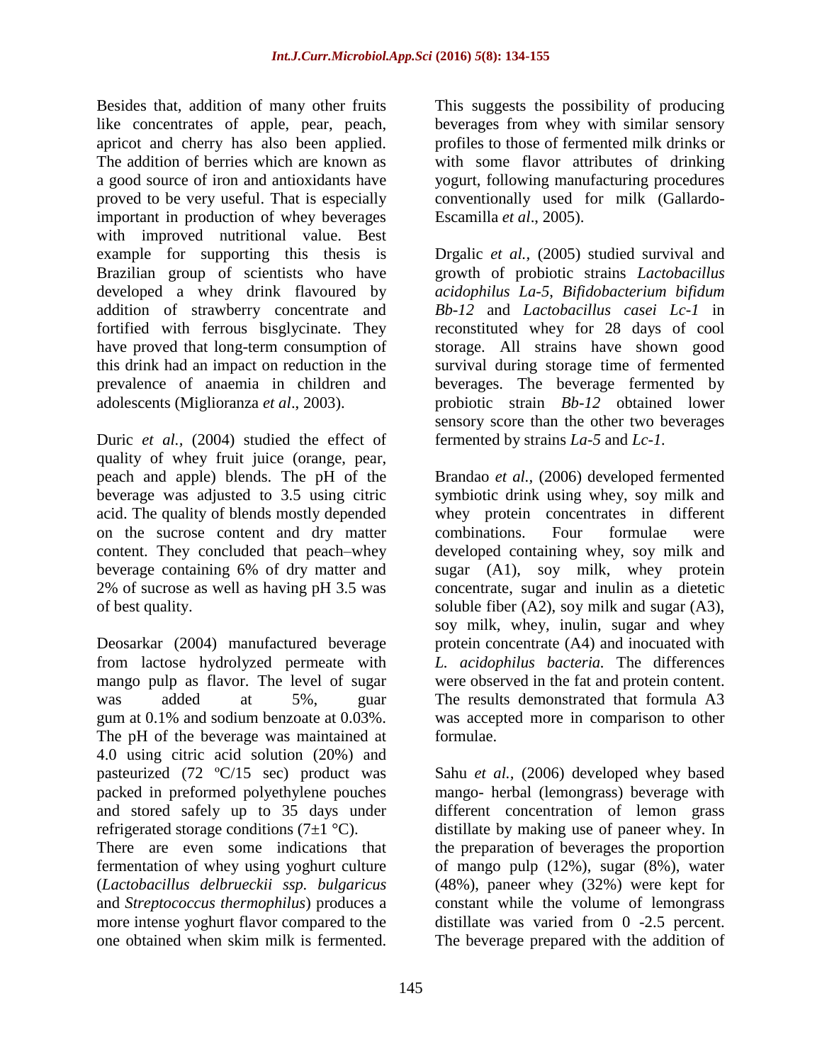Besides that, addition of many other fruits like concentrates of apple, pear, peach, apricot and cherry has also been applied. The addition of berries which are known as a good source of iron and antioxidants have proved to be very useful. That is especially important in production of whey beverages with improved nutritional value. Best example for supporting this thesis is Brazilian group of scientists who have developed a whey drink flavoured by addition of strawberry concentrate and fortified with ferrous bisglycinate. They have proved that long-term consumption of this drink had an impact on reduction in the prevalence of anaemia in children and adolescents (Miglioranza *et al*., 2003).

Duric *et al.,* (2004) studied the effect of quality of whey fruit juice (orange, pear, peach and apple) blends. The pH of the beverage was adjusted to 3.5 using citric acid. The quality of blends mostly depended on the sucrose content and dry matter content. They concluded that peach–whey beverage containing 6% of dry matter and 2% of sucrose as well as having pH 3.5 was of best quality.

Deosarkar (2004) manufactured beverage from lactose hydrolyzed permeate with mango pulp as flavor. The level of sugar was added at 5%, guar gum at 0.1% and sodium benzoate at 0.03%. The pH of the beverage was maintained at 4.0 using citric acid solution (20%) and pasteurized (72 ºC/15 sec) product was packed in preformed polyethylene pouches and stored safely up to 35 days under refrigerated storage conditions (7±1 °C).

There are even some indications that fermentation of whey using yoghurt culture (*Lactobacillus delbrueckii ssp. bulgaricus* and *Streptococcus thermophilus*) produces a more intense yoghurt flavor compared to the one obtained when skim milk is fermented. This suggests the possibility of producing beverages from whey with similar sensory profiles to those of fermented milk drinks or with some flavor attributes of drinking yogurt, following manufacturing procedures conventionally used for milk (Gallardo-Escamilla *et al*., 2005).

Drgalic *et al.,* (2005) studied survival and growth of probiotic strains *Lactobacillus acidophilus La-5*, *Bifidobacterium bifidum Bb-12* and *Lactobacillus casei Lc-1* in reconstituted whey for 28 days of cool storage. All strains have shown good survival during storage time of fermented beverages. The beverage fermented by probiotic strain *Bb-12* obtained lower sensory score than the other two beverages fermented by strains *La-5* and *Lc-1*.

Brandao *et al.,* (2006) developed fermented symbiotic drink using whey, soy milk and whey protein concentrates in different combinations. Four formulae were developed containing whey, soy milk and sugar (A1), soy milk, whey protein concentrate, sugar and inulin as a dietetic soluble fiber (A2), soy milk and sugar (A3), soy milk, whey, inulin, sugar and whey protein concentrate (A4) and inocuated with *L. acidophilus bacteria.* The differences were observed in the fat and protein content. The results demonstrated that formula A3 was accepted more in comparison to other formulae.

Sahu *et al.,* (2006) developed whey based mango- herbal (lemongrass) beverage with different concentration of lemon grass distillate by making use of paneer whey. In the preparation of beverages the proportion of mango pulp (12%), sugar (8%), water (48%), paneer whey (32%) were kept for constant while the volume of lemongrass distillate was varied from 0 -2.5 percent. The beverage prepared with the addition of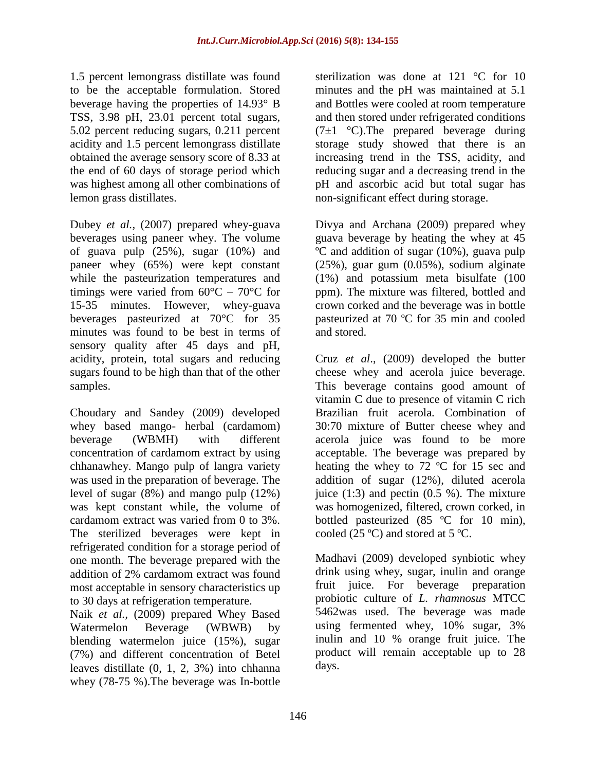1.5 percent lemongrass distillate was found to be the acceptable formulation. Stored beverage having the properties of 14.93° B TSS, 3.98 pH, 23.01 percent total sugars, 5.02 percent reducing sugars, 0.211 percent acidity and 1.5 percent lemongrass distillate obtained the average sensory score of 8.33 at the end of 60 days of storage period which was highest among all other combinations of lemon grass distillates.

Dubey *et al.,* (2007) prepared whey-guava beverages using paneer whey. The volume of guava pulp (25%), sugar (10%) and paneer whey (65%) were kept constant while the pasteurization temperatures and timings were varied from 60°C – 70°C for 15-35 minutes. However, whey-guava beverages pasteurized at 70°C for 35 minutes was found to be best in terms of sensory quality after 45 days and pH, acidity, protein, total sugars and reducing sugars found to be high than that of the other samples.

Choudary and Sandey (2009) developed whey based mango- herbal (cardamom) beverage (WBMH) with different concentration of cardamom extract by using chhanawhey. Mango pulp of langra variety was used in the preparation of beverage. The level of sugar (8%) and mango pulp (12%) was kept constant while, the volume of cardamom extract was varied from 0 to 3%. The sterilized beverages were kept in refrigerated condition for a storage period of one month. The beverage prepared with the addition of 2% cardamom extract was found most acceptable in sensory characteristics up to 30 days at refrigeration temperature.

Naik *et al.,* (2009) prepared Whey Based Watermelon Beverage (WBWB) by blending watermelon juice (15%), sugar (7%) and different concentration of Betel leaves distillate (0, 1, 2, 3%) into chhanna whey (78-75 %).The beverage was In-bottle sterilization was done at 121 °C for 10 minutes and the pH was maintained at 5.1 and Bottles were cooled at room temperature and then stored under refrigerated conditions (7±1 °C).The prepared beverage during storage study showed that there is an increasing trend in the TSS, acidity, and reducing sugar and a decreasing trend in the pH and ascorbic acid but total sugar has non-significant effect during storage.

Divya and Archana (2009) prepared whey guava beverage by heating the whey at 45 ºC and addition of sugar (10%), guava pulp (25%), guar gum (0.05%), sodium alginate (1%) and potassium meta bisulfate (100 ppm). The mixture was filtered, bottled and crown corked and the beverage was in bottle pasteurized at 70 ºC for 35 min and cooled and stored.

Cruz *et al*., (2009) developed the butter cheese whey and acerola juice beverage. This beverage contains good amount of vitamin C due to presence of vitamin C rich Brazilian fruit acerola. Combination of 30:70 mixture of Butter cheese whey and acerola juice was found to be more acceptable. The beverage was prepared by heating the whey to 72 ºC for 15 sec and addition of sugar (12%), diluted acerola juice (1:3) and pectin (0.5 %). The mixture was homogenized, filtered, crown corked, in bottled pasteurized (85 ºC for 10 min), cooled (25 ºC) and stored at 5 ºC.

Madhavi (2009) developed synbiotic whey drink using whey, sugar, inulin and orange fruit juice. For beverage preparation probiotic culture of *L. rhamnosus* MTCC 5462was used. The beverage was made using fermented whey, 10% sugar, 3% inulin and 10 % orange fruit juice. The product will remain acceptable up to 28 days.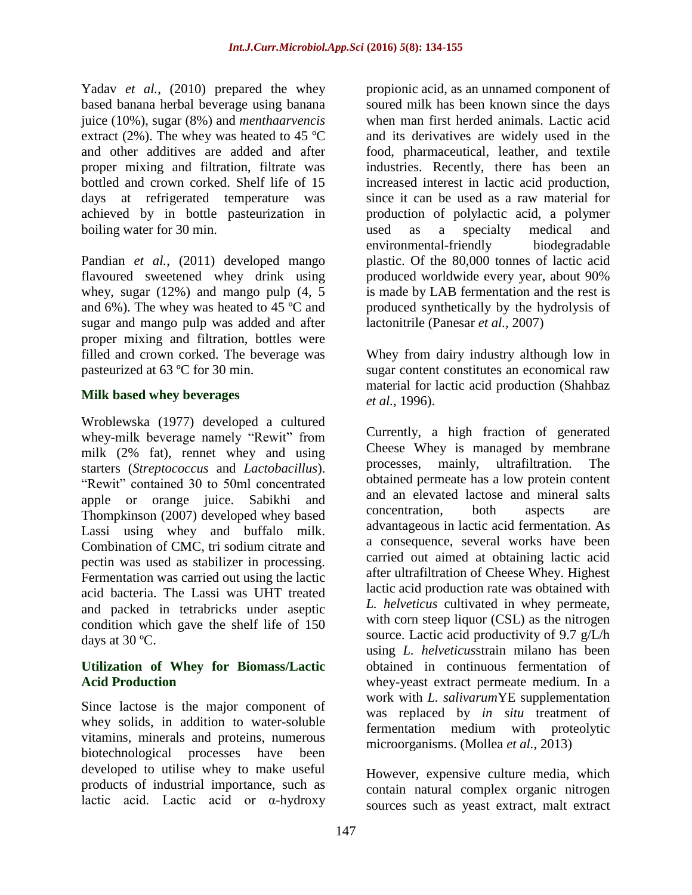Yadav *et al.*, (2010) prepared the whey based banana herbal beverage using banana juice (10%), sugar (8%) and *menthaarvencis* extract (2%). The whey was heated to 45 ºC and other additives are added and after proper mixing and filtration, filtrate was bottled and crown corked. Shelf life of 15 days at refrigerated temperature was achieved by in bottle pasteurization in boiling water for 30 min.

Pandian *et al.*, (2011) developed mango flavoured sweetened whey drink using whey, sugar (12%) and mango pulp (4, 5 and 6%). The whey was heated to 45 ºC and sugar and mango pulp was added and after proper mixing and filtration, bottles were filled and crown corked. The beverage was pasteurized at 63 ºC for 30 min.

### Milk based whey beverages

Wroblewska (1977) developed a cultured whey-milk beverage namely "Rewit" from milk (2% fat), rennet whey and using starters (*Streptococcus* and *Lactobacillus*). "Rewit" contained 30 to 50ml concentrated apple or orange juice. Sabikhi and Thompkinson (2007) developed whey based Lassi using whey and buffalo milk. Combination of CMC, tri sodium citrate and pectin was used as stabilizer in processing. Fermentation was carried out using the lactic acid bacteria. The Lassi was UHT treated and packed in tetrabricks under aseptic condition which gave the shelf life of 150 days at 30 ºC.

### Utilization of Whey for Biomass/Lactic Acid Production

Since lactose is the major component of whey solids, in addition to water-soluble vitamins, minerals and proteins, numerous biotechnological processes have been developed to utilise whey to make useful products of industrial importance, such as lactic acid. Lactic acid or α-hydroxy propionic acid, as an unnamed component of soured milk has been known since the days when man first herded animals. Lactic acid and its derivatives are widely used in the food, pharmaceutical, leather, and textile industries. Recently, there has been an increased interest in lactic acid production, since it can be used as a raw material for production of polylactic acid, a polymer used as a specialty medical and environmental-friendly biodegradable plastic. Of the 80,000 tonnes of lactic acid produced worldwide every year, about 90% is made by LAB fermentation and the rest is produced synthetically by the hydrolysis of lactonitrile (Panesar *et al.*, 2007)

Whey from dairy industry although low in sugar content constitutes an economical raw material for lactic acid production (Shahbaz *et al.,* 1996).

Currently, a high fraction of generated Cheese Whey is managed by membrane processes, mainly, ultrafiltration. The obtained permeate has a low protein content and an elevated lactose and mineral salts concentration, both aspects are advantageous in lactic acid fermentation. As a consequence, several works have been carried out aimed at obtaining lactic acid after ultrafiltration of Cheese Whey. Highest lactic acid production rate was obtained with *L. helveticus* cultivated in whey permeate, with corn steep liquor (CSL) as the nitrogen source. Lactic acid productivity of 9.7 g/L/h using *L. helveticus*strain milano has been obtained in continuous fermentation of whey-yeast extract permeate medium. In a work with *L. salivarum*YE supplementation was replaced by *in situ* treatment of fermentation medium with proteolytic microorganisms. (Mollea *et al.*, 2013)

However, expensive culture media, which contain natural complex organic nitrogen sources such as yeast extract, malt extract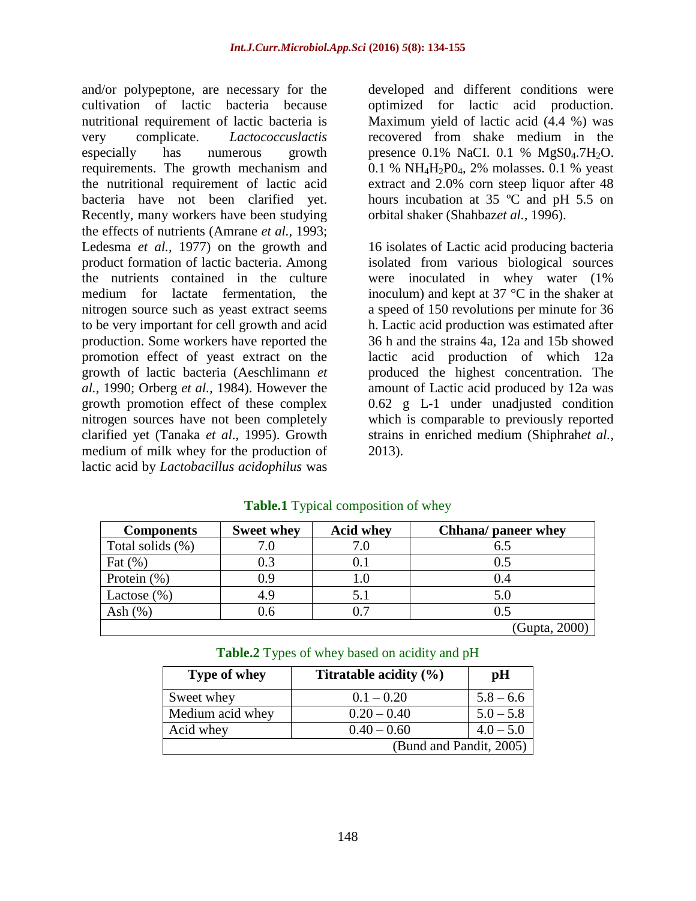and/or polypeptone, are necessary for the cultivation of lactic bacteria because nutritional requirement of lactic bacteria is very complicate. *Lactococcuslactis* especially has numerous growth requirements. The growth mechanism and the nutritional requirement of lactic acid bacteria have not been clarified yet. Recently, many workers have been studying the effects of nutrients (Amrane *et al.,* 1993; Ledesma *et al.,* 1977) on the growth and product formation of lactic bacteria. Among the nutrients contained in the culture medium for lactate fermentation, the nitrogen source such as yeast extract seems to be very important for cell growth and acid production. Some workers have reported the promotion effect of yeast extract on the growth of lactic bacteria (Aeschlimann *et al.,* 1990; Orberg *et al.,* 1984). However the growth promotion effect of these complex nitrogen sources have not been completely clarified yet (Tanaka *et al*., 1995). Growth medium of milk whey for the production of lactic acid by *Lactobacillus acidophilus* was developed and different conditions were optimized for lactic acid production. Maximum yield of lactic acid (4.4 %) was recovered from shake medium in the presence 0.1% NaCI. 0.1 % $MgS0_4.7H_2O$. 0.1 % $NH_4H_2P0_4$, 2% molasses. 0.1 % yeast extract and 2.0% corn steep liquor after 48 hours incubation at 35 ºC and pH 5.5 on orbital shaker (Shahbaz*et al.,* 1996).

16 isolates of Lactic acid producing bacteria isolated from various biological sources were inoculated in whey water (1% inoculum) and kept at 37 °C in the shaker at a speed of 150 revolutions per minute for 36 h. Lactic acid production was estimated after 36 h and the strains 4a, 12a and 15b showed lactic acid production of which 12a produced the highest concentration. The amount of Lactic acid produced by 12a was 0.62 g L-1 under unadjusted condition which is comparable to previously reported strains in enriched medium (Shiphrah*et al.,* 2013).

**Table.1** Typical composition of whey

| Components | Sweet whey | Acid whey | Chhana/ paneer whey |
|---|---|---|---|
| Total solids (%) | 7.0 | 7.0 | 6.5 |
| Fat (%) | 0.3 | 0.1 | 0.5 |
| Protein (%) | 0.9 | 1.0 | 0.4 |
| Lactose (%) | 4.9 | 5.1 | 5.0 |
| Ash (%) | 0.6 | 0.7 | 0.5 |
| | | | (Gupta, 2000) |

**Table.2** Types of whey based on acidity and pH

| Type of whey | Titratable acidity (%) | pH |
|---|---|---|
| Sweet whey | 0.1 – 0.20 | 5.8 – 6.6 |
| Medium acid whey | 0.20 – 0.40 | 5.0 – 5.8 |
| Acid whey | 0.40 – 0.60 | 4.0 – 5.0 |
| | | (Bund and Pandit, 2005) |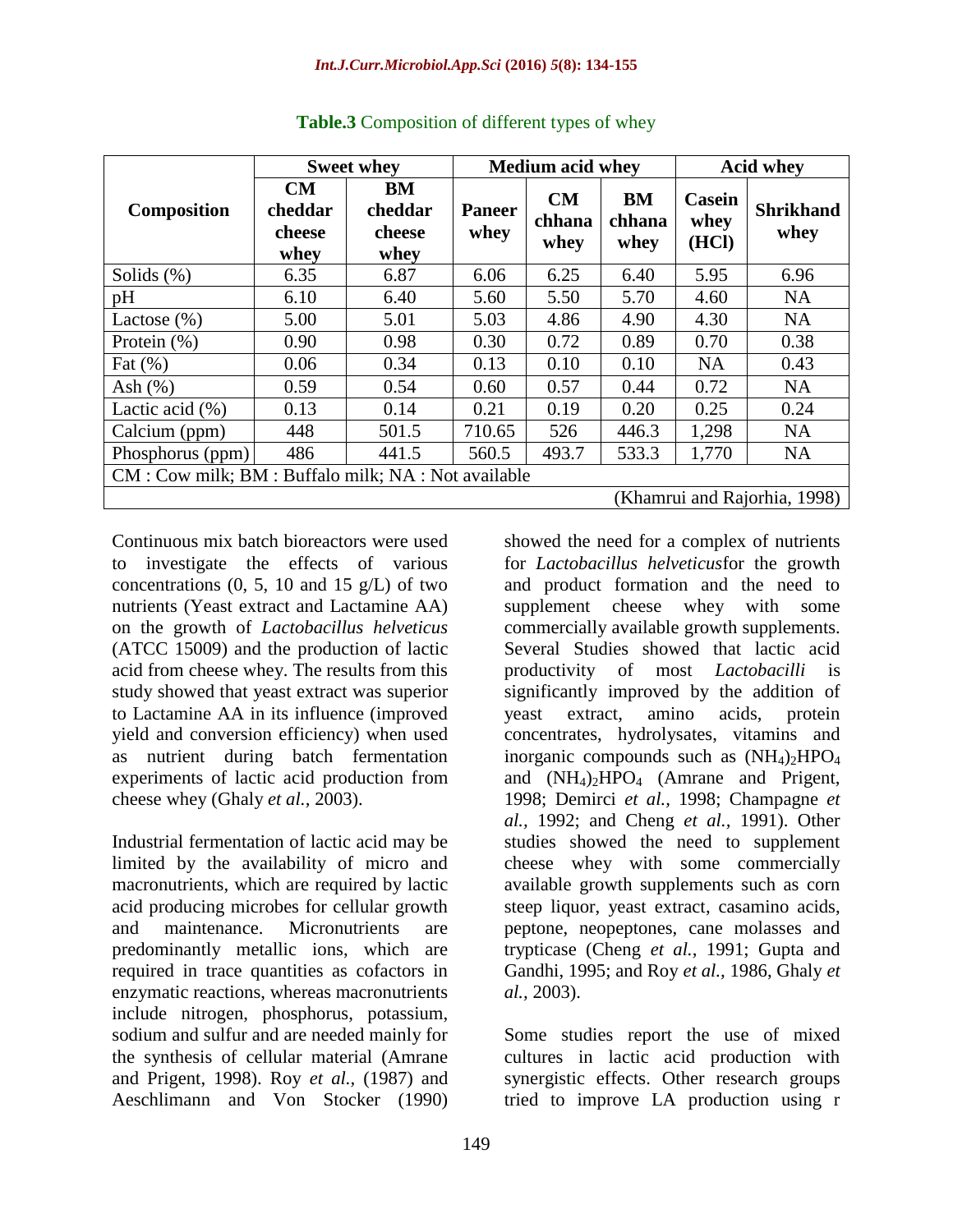**Table.3** Composition of different types of whey

| Composition | Sweet whey | | Medium acid whey | | | Acid whey | |
|---|---|---|---|---|---|---|---|
| | CM cheddar cheese whey | BM cheddar cheese whey | Paneer whey | CM chhana whey | BM chhana whey | Casein whey (HCl) | Shrikhand whey |
| Solids (%) | 6.35 | 6.87 | 6.06 | 6.25 | 6.40 | 5.95 | 6.96 |
| pH | 6.10 | 6.40 | 5.60 | 5.50 | 5.70 | 4.60 | NA |
| Lactose (%) | 5.00 | 5.01 | 5.03 | 4.86 | 4.90 | 4.30 | NA |
| Protein (%) | 0.90 | 0.98 | 0.30 | 0.72 | 0.89 | 0.70 | 0.38 |
| Fat (%) | 0.06 | 0.34 | 0.13 | 0.10 | 0.10 | NA | 0.43 |
| Ash (%) | 0.59 | 0.54 | 0.60 | 0.57 | 0.44 | 0.72 | NA |
| Lactic acid (%) | 0.13 | 0.14 | 0.21 | 0.19 | 0.20 | 0.25 | 0.24 |
| Calcium (ppm) | 448 | 501.5 | 710.65 | 526 | 446.3 | 1,298 | NA |
| Phosphorus (ppm) | 486 | 441.5 | 560.5 | 493.7 | 533.3 | 1,770 | NA |

CM : Cow milk; BM : Buffalo milk; NA : Not available

(Khamrui and Rajorhia, 1998)

Continuous mix batch bioreactors were used to investigate the effects of various concentrations (0, 5, 10 and 15 g/L) of two nutrients (Yeast extract and Lactamine AA) on the growth of *Lactobacillus helveticus* (ATCC 15009) and the production of lactic acid from cheese whey. The results from this study showed that yeast extract was superior to Lactamine AA in its influence (improved yield and conversion efficiency) when used as nutrient during batch fermentation experiments of lactic acid production from cheese whey (Ghaly *et al.,* 2003).

Industrial fermentation of lactic acid may be limited by the availability of micro and macronutrients, which are required by lactic acid producing microbes for cellular growth and maintenance. Micronutrients are predominantly metallic ions, which are required in trace quantities as cofactors in enzymatic reactions, whereas macronutrients include nitrogen, phosphorus, potassium, sodium and sulfur and are needed mainly for the synthesis of cellular material (Amrane and Prigent, 1998). Roy *et al.,* (1987) and Aeschlimann and Von Stocker (1990) showed the need for a complex of nutrients for *Lactobacillus helveticus*for the growth and product formation and the need to supplement cheese whey with some commercially available growth supplements. Several Studies showed that lactic acid productivity of most *Lactobacilli* is significantly improved by the addition of yeast extract, amino acids, protein concentrates, hydrolysates, vitamins and inorganic compounds such as $(NH_4)_2HPO_4$ and $(NH_4)_2HPO_4$ (Amrane and Prigent, 1998; Demirci *et al.,* 1998; Champagne *et al.,* 1992; and Cheng *et al.,* 1991). Other studies showed the need to supplement cheese whey with some commercially available growth supplements such as corn steep liquor, yeast extract, casamino acids, peptone, neopeptones, cane molasses and trypticase (Cheng *et al.,* 1991; Gupta and Gandhi, 1995; and Roy *et al.,* 1986, Ghaly *et al.,* 2003).

Some studies report the use of mixed cultures in lactic acid production with synergistic effects. Other research groups tried to improve LA production using r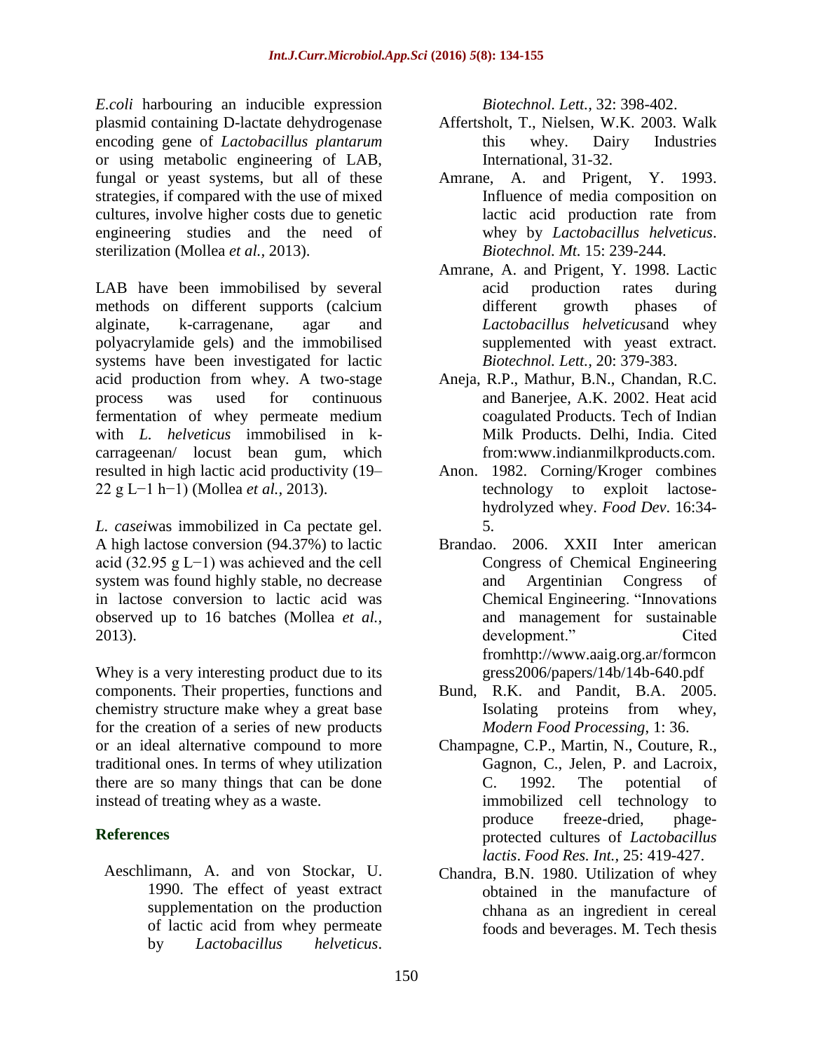*E.coli* harbouring an inducible expression plasmid containing D-lactate dehydrogenase encoding gene of *Lactobacillus plantarum* or using metabolic engineering of LAB, fungal or yeast systems, but all of these strategies, if compared with the use of mixed cultures, involve higher costs due to genetic engineering studies and the need of sterilization (Mollea *et al.,* 2013).

LAB have been immobilised by several methods on different supports (calcium alginate, k-carragenane, agar and polyacrylamide gels) and the immobilised systems have been investigated for lactic acid production from whey. A two-stage process was used for continuous fermentation of whey permeate medium with *L. helveticus* immobilised in k-carrageenan/ locust bean gum, which resulted in high lactic acid productivity (19–22 g L$^{-1}$ h$^{-1}$) (Mollea *et al.,* 2013).

*L. casei*was immobilized in Ca pectate gel. A high lactose conversion (94.37%) to lactic acid (32.95 g L$^{-1}$) was achieved and the cell system was found highly stable, no decrease in lactose conversion to lactic acid was observed up to 16 batches (Mollea *et al.,* 2013).

Whey is a very interesting product due to its components. Their properties, functions and chemistry structure make whey a great base for the creation of a series of new products or an ideal alternative compound to more traditional ones. In terms of whey utilization there are so many things that can be done instead of treating whey as a waste.

## References

Aeschlimann, A. and von Stockar, U. 1990. The effect of yeast extract supplementation on the production of lactic acid from whey permeate by *Lactobacillus helveticus*. *Biotechnol. Lett.,* 32: 398-402.

Affertsholt, T., Nielsen, W.K. 2003. Walk this whey. Dairy Industries International, 31-32.

Amrane, A. and Prigent, Y. 1993. Influence of media composition on lactic acid production rate from whey by *Lactobacillus helveticus*. *Biotechnol. Mt.* 15: 239-244.

Amrane, A. and Prigent, Y. 1998. Lactic acid production rates during different growth phases of *Lactobacillus helveticus*and whey supplemented with yeast extract. *Biotechnol. Lett.,* 20: 379-383.

Aneja, R.P., Mathur, B.N., Chandan, R.C. and Banerjee, A.K. 2002. Heat acid coagulated Products. Tech of Indian Milk Products. Delhi, India. Cited from:www.indianmilkproducts.com.

Anon. 1982. Corning/Kroger combines technology to exploit lactose-hydrolyzed whey. *Food Dev*. 16:34-5.

Brandao. 2006. XXII Inter american Congress of Chemical Engineering and Argentinian Congress of Chemical Engineering. "Innovations and management for sustainable development." Cited fromhttp://www.aaig.org.ar/formcongress2006/papers/14b/14b-640.pdf

Bund, R.K. and Pandit, B.A. 2005. Isolating proteins from whey, *Modern Food Processing*, 1: 36.

Champagne, C.P., Martin, N., Couture, R., Gagnon, C., Jelen, P. and Lacroix, C. 1992. The potential of immobilized cell technology to produce freeze-dried, phage-protected cultures of *Lactobacillus lactis*. *Food Res. Int.,* 25: 419-427.

Chandra, B.N. 1980. Utilization of whey obtained in the manufacture of chhana as an ingredient in cereal foods and beverages. M. Tech thesis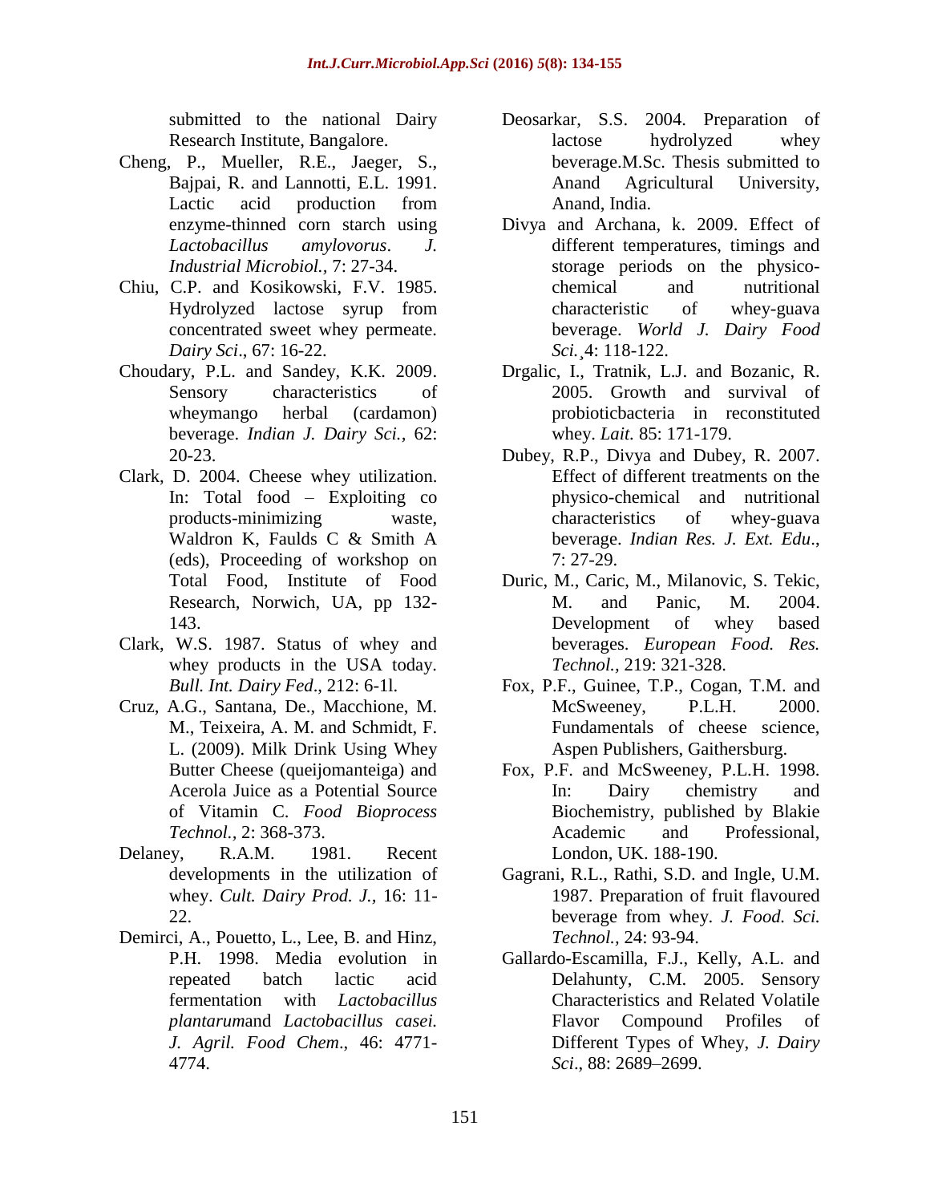submitted to the national Dairy Research Institute, Bangalore.

Cheng, P., Mueller, R.E., Jaeger, S., Bajpai, R. and Lannotti, E.L. 1991. Lactic acid production from enzyme-thinned corn starch using *Lactobacillus amylovorus*. *J. Industrial Microbiol.*, 7: 27-34.

Chiu, C.P. and Kosikowski, F.V. 1985. Hydrolyzed lactose syrup from concentrated sweet whey permeate. *Dairy Sci*., 67: 16-22.

Choudary, P.L. and Sandey, K.K. 2009. Sensory characteristics of wheymango herbal (cardamon) beverage. *Indian J. Dairy Sci.,* 62: 20-23.

Clark, D. 2004. Cheese whey utilization. In: Total food – Exploiting co products-minimizing waste, Waldron K, Faulds C & Smith A (eds), Proceeding of workshop on Total Food, Institute of Food Research, Norwich, UA, pp 132-143.

Clark, W.S. 1987. Status of whey and whey products in the USA today. *Bull. Int. Dairy Fed*., 212: 6-1l.

Cruz, A.G., Santana, De., Macchione, M. M., Teixeira, A. M. and Schmidt, F. L. (2009). Milk Drink Using Whey Butter Cheese (queijomanteiga) and Acerola Juice as a Potential Source of Vitamin C. *Food Bioprocess Technol.,* 2: 368-373.

Delaney, R.A.M. 1981. Recent developments in the utilization of whey. *Cult. Dairy Prod. J.,* 16: 11-22.

Demirci, A., Pouetto, L., Lee, B. and Hinz, P.H. 1998. Media evolution in repeated batch lactic acid fermentation with *Lactobacillus plantarum*and *Lactobacillus casei. J. Agril. Food Chem*., 46: 4771-4774.

Deosarkar, S.S. 2004. Preparation of lactose hydrolyzed whey beverage.M.Sc. Thesis submitted to Anand Agricultural University, Anand, India.

Divya and Archana, k. 2009. Effect of different temperatures, timings and storage periods on the physico-chemical and nutritional characteristic of whey-guava beverage. *World J. Dairy Food Sci.*¸4: 118-122.

Drgalic, I., Tratnik, L.J. and Bozanic, R. 2005. Growth and survival of probioticbacteria in reconstituted whey. *Lait.* 85: 171-179.

Dubey, R.P., Divya and Dubey, R. 2007. Effect of different treatments on the physico-chemical and nutritional characteristics of whey-guava beverage. *Indian Res. J. Ext. Edu*., 7: 27-29.

Duric, M., Caric, M., Milanovic, S. Tekic, M. and Panic, M. 2004. Development of whey based beverages. *European Food. Res. Technol.,* 219: 321-328.

Fox, P.F., Guinee, T.P., Cogan, T.M. and McSweeney, P.L.H. 2000. Fundamentals of cheese science, Aspen Publishers, Gaithersburg.

Fox, P.F. and McSweeney, P.L.H. 1998. In: Dairy chemistry and Biochemistry, published by Blakie Academic and Professional, London, UK. 188-190.

Gagrani, R.L., Rathi, S.D. and Ingle, U.M. 1987. Preparation of fruit flavoured beverage from whey. *J. Food. Sci. Technol.,* 24: 93-94.

Gallardo-Escamilla, F.J., Kelly, A.L. and Delahunty, C.M. 2005. Sensory Characteristics and Related Volatile Flavor Compound Profiles of Different Types of Whey, *J. Dairy Sci*., 88: 2689–2699.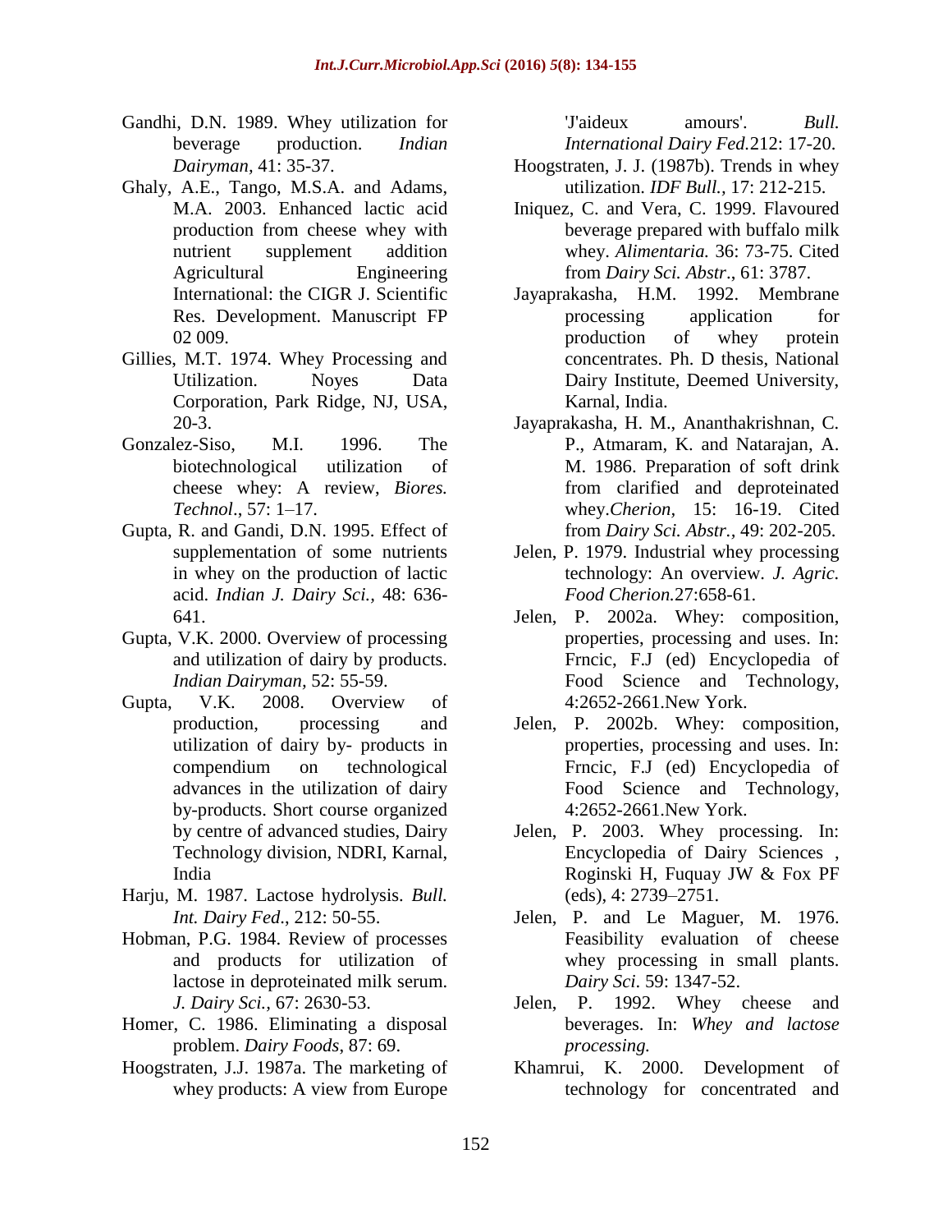Gandhi, D.N. 1989. Whey utilization for beverage production. *Indian Dairyman*, 41: 35-37.

Ghaly, A.E., Tango, M.S.A. and Adams, M.A. 2003. Enhanced lactic acid production from cheese whey with nutrient supplement addition Agricultural Engineering International: the CIGR J. Scientific Res. Development. Manuscript FP 02 009.

Gillies, M.T. 1974. Whey Processing and Utilization. Noyes Data Corporation, Park Ridge, NJ, USA, 20-3.

Gonzalez-Siso, M.I. 1996. The biotechnological utilization of cheese whey: A review, *Biores. Technol*., 57: 1–17.

Gupta, R. and Gandi, D.N. 1995. Effect of supplementation of some nutrients in whey on the production of lactic acid. *Indian J. Dairy Sci.,* 48: 636-641.

Gupta, V.K. 2000. Overview of processing and utilization of dairy by products. *Indian Dairyman,* 52: 55-59.

Gupta, V.K. 2008. Overview of production, processing and utilization of dairy by- products in compendium on technological advances in the utilization of dairy by-products. Short course organized by centre of advanced studies, Dairy Technology division, NDRI, Karnal, India

Harju, M. 1987. Lactose hydrolysis. *Bull. Int. Dairy Fed*., 212: 50-55.

Hobman, P.G. 1984. Review of processes and products for utilization of lactose in deproteinated milk serum. *J. Dairy Sci.,* 67: 2630-53.

Homer, C. 1986. Eliminating a disposal problem. *Dairy Foods*, 87: 69.

Hoogstraten, J.J. 1987a. The marketing of whey products: A view from Europe 'J'aideux amours'. *Bull. International Dairy Fed.*212: 17-20.

Hoogstraten, J. J. (1987b). Trends in whey utilization. *IDF Bull.*, 17: 212-215.

Iniquez, C. and Vera, C. 1999. Flavoured beverage prepared with buffalo milk whey. *Alimentaria.* 36: 73-75. Cited from *Dairy Sci. Abstr*., 61: 3787.

Jayaprakasha, H.M. 1992. Membrane processing application for production of whey protein concentrates. Ph. D thesis, National Dairy Institute, Deemed University, Karnal, India.

Jayaprakasha, H. M., Ananthakrishnan, C. P., Atmaram, K. and Natarajan, A. M. 1986. Preparation of soft drink from clarified and deproteinated whey.*Cherion,* 15: 16-19. Cited from *Dairy Sci. Abstr.,* 49: 202-205.

Jelen, P. 1979. Industrial whey processing technology: An overview. *J. Agric. Food Cherion.*27:658-61.

Jelen, P. 2002a. Whey: composition, properties, processing and uses. In: Frncic, F.J (ed) Encyclopedia of Food Science and Technology, 4:2652-2661.New York.

Jelen, P. 2002b. Whey: composition, properties, processing and uses. In: Frncic, F.J (ed) Encyclopedia of Food Science and Technology, 4:2652-2661.New York.

Jelen, P. 2003. Whey processing. In: Encyclopedia of Dairy Sciences , Roginski H, Fuquay JW & Fox PF (eds), 4: 2739–2751.

Jelen, P. and Le Maguer, M. 1976. Feasibility evaluation of cheese whey processing in small plants. *Dairy Sci*. 59: 1347-52.

Jelen, P. 1992. Whey cheese and beverages. In: *Whey and lactose processing.*

Khamrui, K. 2000. Development of technology for concentrated and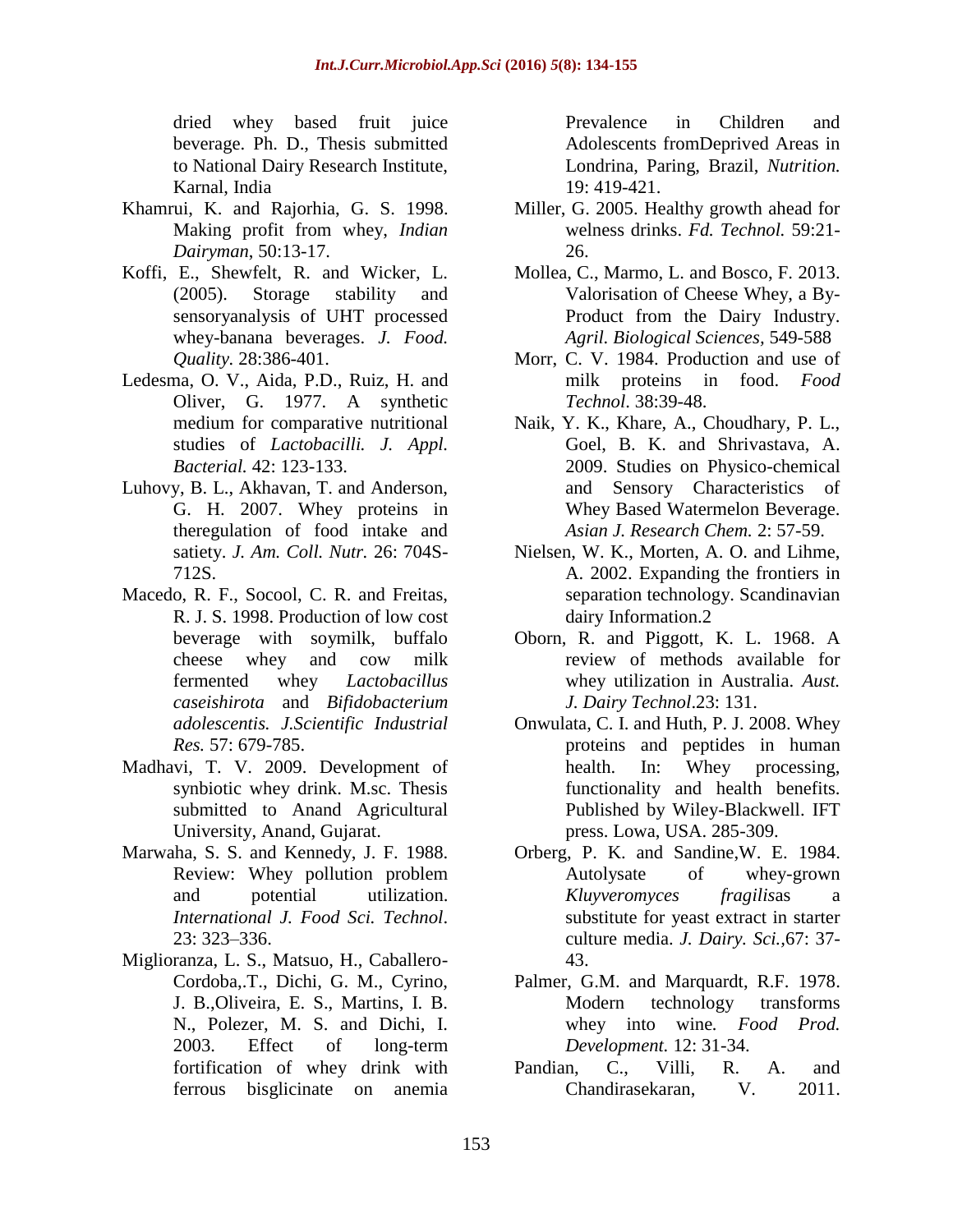dried whey based fruit juice beverage. Ph. D., Thesis submitted to National Dairy Research Institute, Karnal, India

Khamrui, K. and Rajorhia, G. S. 1998. Making profit from whey, *Indian Dairyman*, 50:13-17.

Koffi, E., Shewfelt, R. and Wicker, L. (2005). Storage stability and sensoryanalysis of UHT processed whey-banana beverages. *J. Food. Quality.* 28:386-401.

Ledesma, O. V., Aida, P.D., Ruiz, H. and Oliver, G. 1977. A synthetic medium for comparative nutritional studies of *Lactobacilli. J. Appl. Bacterial.* 42: 123-133.

Luhovy, B. L., Akhavan, T. and Anderson, G. H. 2007. Whey proteins in theregulation of food intake and satiety. *J. Am. Coll. Nutr.* 26: 704S-712S.

Macedo, R. F., Socool, C. R. and Freitas, R. J. S. 1998. Production of low cost beverage with soymilk, buffalo cheese whey and cow milk fermented whey *Lactobacillus caseishirota* and *Bifidobacterium adolescentis. J.Scientific Industrial Res.* 57: 679-785.

Madhavi, T. V. 2009. Development of synbiotic whey drink. M.sc. Thesis submitted to Anand Agricultural University, Anand, Gujarat.

Marwaha, S. S. and Kennedy, J. F. 1988. Review: Whey pollution problem and potential utilization. *International J. Food Sci. Technol*. 23: 323–336.

Miglioranza, L. S., Matsuo, H., Caballero-Cordoba,.T., Dichi, G. M., Cyrino, J. B.,Oliveira, E. S., Martins, I. B. N., Polezer, M. S. and Dichi, I. 2003. Effect of long-term fortification of whey drink with ferrous bisglicinate on anemia Prevalence in Children and Adolescents fromDeprived Areas in Londrina, Paring, Brazil, *Nutrition.* 19: 419-421.

Miller, G. 2005. Healthy growth ahead for welness drinks. *Fd. Technol.* 59:21-26.

Mollea, C., Marmo, L. and Bosco, F. 2013. Valorisation of Cheese Whey, a By-Product from the Dairy Industry. *Agril. Biological Sciences*, 549-588

Morr, C. V. 1984. Production and use of milk proteins in food. *Food Technol*. 38:39-48.

Naik, Y. K., Khare, A., Choudhary, P. L., Goel, B. K. and Shrivastava, A. 2009. Studies on Physico-chemical and Sensory Characteristics of Whey Based Watermelon Beverage. *Asian J. Research Chem.* 2: 57-59.

Nielsen, W. K., Morten, A. O. and Lihme, A. 2002. Expanding the frontiers in separation technology. Scandinavian dairy Information.2

Oborn, R. and Piggott, K. L. 1968. A review of methods available for whey utilization in Australia. *Aust. J. Dairy Technol*.23: 131.

Onwulata, C. I. and Huth, P. J. 2008. Whey proteins and peptides in human health. In: Whey processing, functionality and health benefits. Published by Wiley-Blackwell. IFT press. Lowa, USA. 285-309.

Orberg, P. K. and Sandine,W. E. 1984. Autolysate of whey-grown *Kluyveromyces fragilis*as a substitute for yeast extract in starter culture media. *J. Dairy. Sci.*,67: 37-43.

Palmer, G.M. and Marquardt, R.F. 1978. Modern technology transforms whey into wine. *Food Prod. Development.* 12: 31-34.

Pandian, C., Villi, R. A. and Chandirasekaran, V. 2011.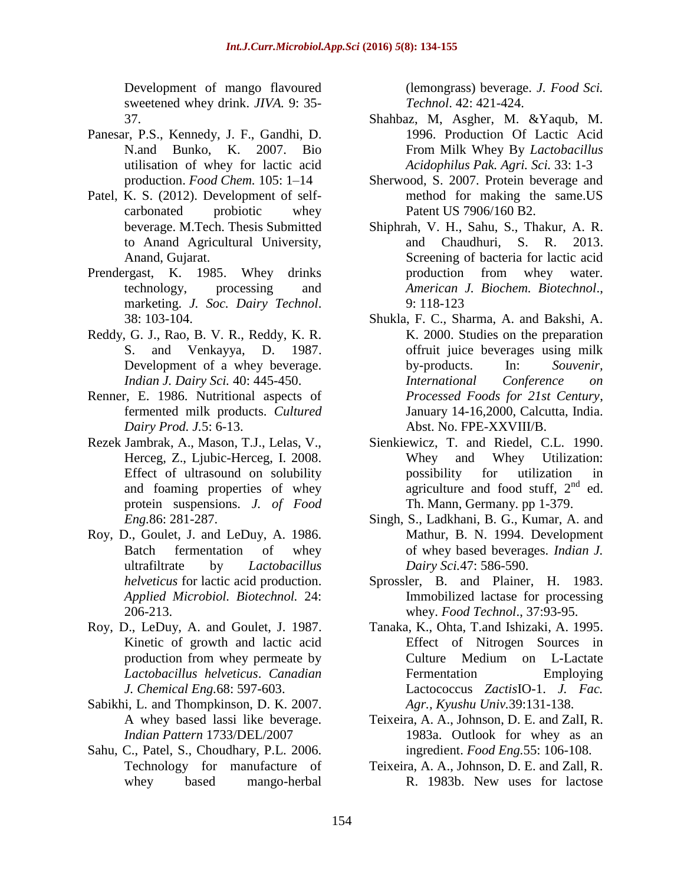Development of mango flavoured sweetened whey drink. *JIVA.* 9: 35-37.

Panesar, P.S., Kennedy, J. F., Gandhi, D. N.and Bunko, K. 2007. Bio utilisation of whey for lactic acid production. *Food Chem.* 105: 1–14

Patel, K. S. (2012). Development of self-carbonated probiotic whey beverage. M.Tech. Thesis Submitted to Anand Agricultural University, Anand, Gujarat.

Prendergast, K. 1985. Whey drinks technology, processing and marketing. *J. Soc. Dairy Technol*. 38: 103-104.

Reddy, G. J., Rao, B. V. R., Reddy, K. R. S. and Venkayya, D. 1987. Development of a whey beverage. *Indian J. Dairy Sci.* 40: 445-450.

Renner, E. 1986. Nutritional aspects of fermented milk products. *Cultured Dairy Prod. J.*5: 6-13.

Rezek Jambrak, A., Mason, T.J., Lelas, V., Herceg, Z., Ljubic-Herceg, I. 2008. Effect of ultrasound on solubility and foaming properties of whey protein suspensions. *J. of Food Eng.*86: 281-287.

Roy, D., Goulet, J. and LeDuy, A. 1986. Batch fermentation of whey ultrafiltrate by *Lactobacillus helveticus* for lactic acid production. *Applied Microbiol. Biotechnol.* 24: 206-213.

Roy, D., LeDuy, A. and Goulet, J. 1987. Kinetic of growth and lactic acid production from whey permeate by *Lactobacillus helveticus*. *Canadian J. Chemical Eng.*68: 597-603.

Sabikhi, L. and Thompkinson, D. K. 2007. A whey based lassi like beverage. *Indian Pattern* 1733/DEL/2007

Sahu, C., Patel, S., Choudhary, P.L. 2006. Technology for manufacture of whey based mango-herbal (lemongrass) beverage. *J. Food Sci. Technol*. 42: 421-424.

Shahbaz, M, Asgher, M. &Yaqub, M. 1996. Production Of Lactic Acid From Milk Whey By *Lactobacillus Acidophilus Pak. Agri. Sci.* 33: 1-3

Sherwood, S. 2007. Protein beverage and method for making the same.US Patent US 7906/160 B2.

Shiphrah, V. H., Sahu, S., Thakur, A. R. and Chaudhuri, S. R. 2013. Screening of bacteria for lactic acid production from whey water. *American J. Biochem. Biotechnol*., 9: 118-123

Shukla, F. C., Sharma, A. and Bakshi, A. K. 2000. Studies on the preparation offruit juice beverages using milk by-products. In: *Souvenir, International Conference on Processed Foods for 21st Century*, January 14-16,2000, Calcutta, India. Abst. No. FPE-XXVIII/B.

Sienkiewicz, T. and Riedel, C.L. 1990. Whey and Whey Utilization: possibility for utilization in agriculture and food stuff, 2nd ed. Th. Mann, Germany. pp 1-379.

Singh, S., Ladkhani, B. G., Kumar, A. and Mathur, B. N. 1994. Development of whey based beverages. *Indian J. Dairy Sci.*47: 586-590.

Sprossler, B. and Plainer, H. 1983. Immobilized lactase for processing whey. *Food Technol*., 37:93-95.

Tanaka, K., Ohta, T.and Ishizaki, A. 1995. Effect of Nitrogen Sources in Culture Medium on L-Lactate Fermentation Employing Lactococcus *Zactis*IO-1. *J. Fac. Agr., Kyushu Univ.*39:131-138.

Teixeira, A. A., Johnson, D. E. and ZalI, R. 1983a. Outlook for whey as an ingredient. *Food Eng.*55: 106-108.

Teixeira, A. A., Johnson, D. E. and Zall, R. R. 1983b. New uses for lactose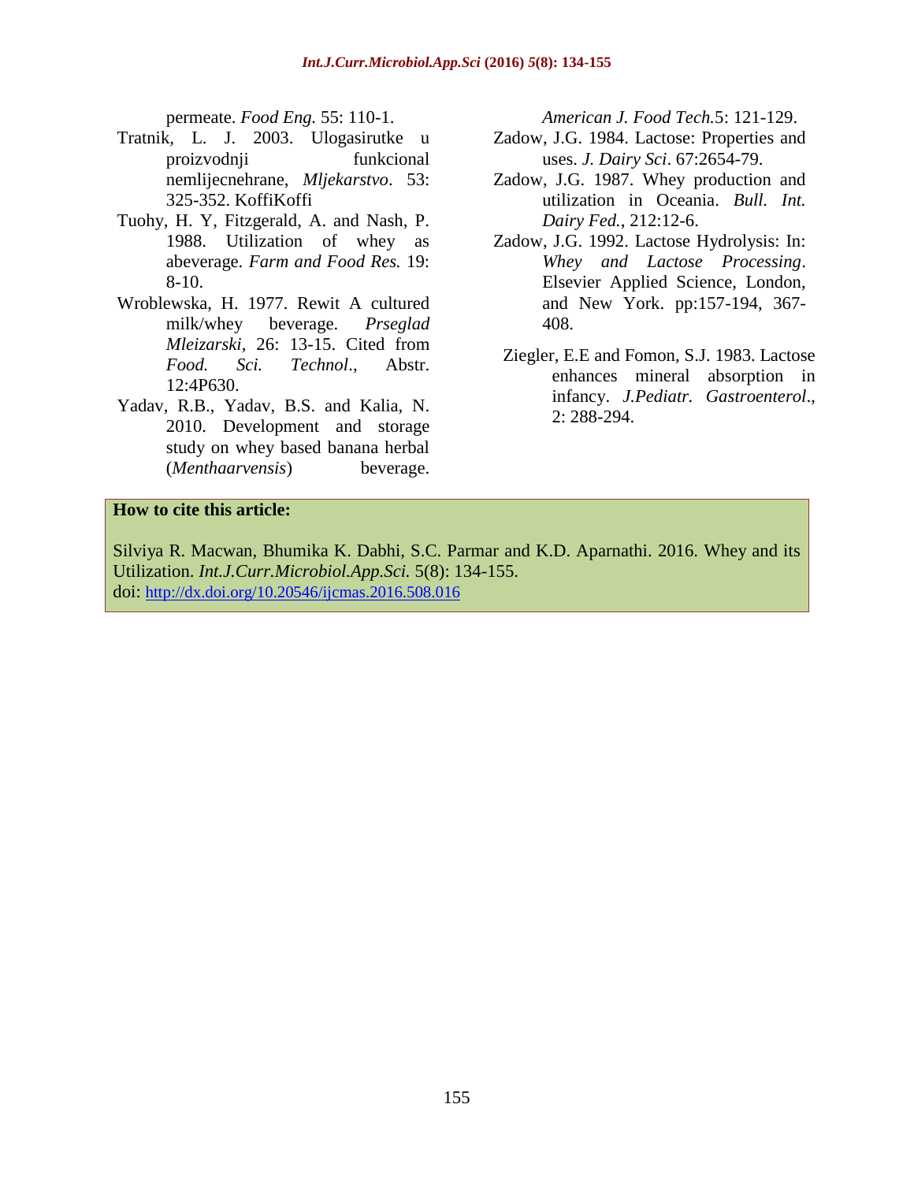permeate. *Food Eng.* 55: 110-1.

Tratnik, L. J. 2003. Ulogasirutke u proizvodnji funkcional nemlijecnehrane, *Mljekarstvo*. 53: 325-352. KoffiKoffi

Tuohy, H. Y, Fitzgerald, A. and Nash, P. 1988. Utilization of whey as abeverage. *Farm and Food Res.* 19: 8-10.

Wroblewska, H. 1977. Rewit A cultured milk/whey beverage. *Prseglad Mleizarski*, 26: 13-15. Cited from *Food. Sci. Technol*., Abstr. 12:4P630.

Yadav, R.B., Yadav, B.S. and Kalia, N. 2010. Development and storage study on whey based banana herbal (*Menthaarvensis*) beverage. *American J. Food Tech.*5: 121-129.

Zadow, J.G. 1984. Lactose: Properties and uses. *J. Dairy Sci*. 67:2654-79.

Zadow, J.G. 1987. Whey production and utilization in Oceania. *Bull. Int. Dairy Fed.*, 212:12-6.

Zadow, J.G. 1992. Lactose Hydrolysis: In: *Whey and Lactose Processing*. Elsevier Applied Science, London, and New York. pp:157-194, 367-408.

Ziegler, E.E and Fomon, S.J. 1983. Lactose enhances mineral absorption in infancy. *J.Pediatr. Gastroenterol*., 2: 288-294.

**How to cite this article:**

Silviya R. Macwan, Bhumika K. Dabhi, S.C. Parmar and K.D. Aparnathi. 2016. Whey and its Utilization. *Int.J.Curr.Microbiol.App.Sci.* 5(8): 134-155.
doi: http://dx.doi.org/10.20546/ijcmas.2016.508.016